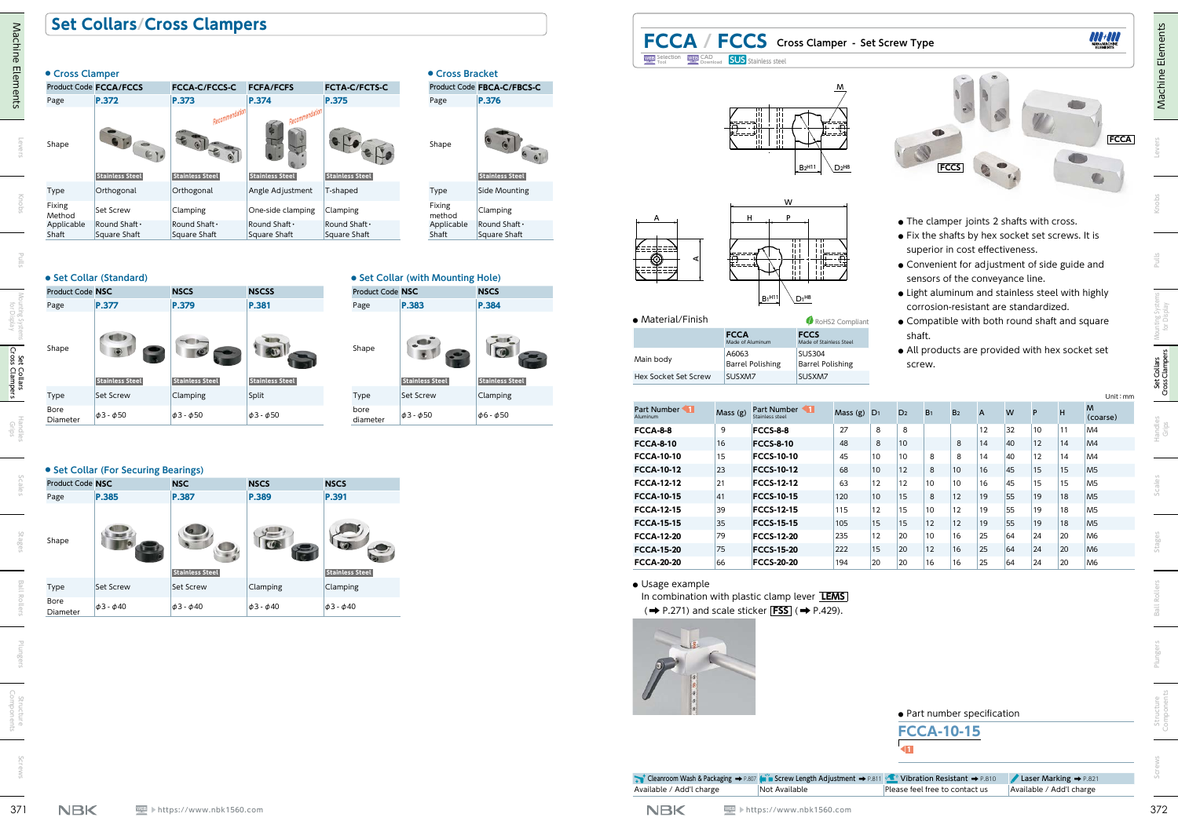# Set Collars/Cross Clampers

## Cross Clamper

| Product Code | FCCA/FCCS | FCCA-C/FCCS-C | FCFA/FCFS | FCTA-C/FCTS-C |
|---|---|---|---|---|
| Page | P.372 | P.373 | P.374 | P.375 |
| Shape | Stainless Steel | Recommendation / Stainless Steel | Recommendation / Stainless Steel | Stainless Steel |
| Type | Orthogonal | Orthogonal | Angle Adjustment | T-shaped |
| Fixing Method | Set Screw | Clamping | One-side clamping | Clamping |
| Applicable Shaft | Round Shaft・Square Shaft | Round Shaft・Square Shaft | Round Shaft・Square Shaft | Round Shaft・Square Shaft |

## Cross Bracket

| Product Code | FBCA-C/FBCS-C |
|---|---|
| Page | P.376 |
| Shape | Stainless Steel |
| Type | Side Mounting |
| Fixing method | Clamping |
| Applicable Shaft | Round Shaft・Square Shaft |

## Set Collar (Standard)

| Product Code | NSC | NSCS | NSCSS |
|---|---|---|---|
| Page | P.377 | P.379 | P.381 |
| Shape | Stainless Steel | Stainless Steel | Stainless Steel |
| Type | Set Screw | Clamping | Split |
| Bore Diameter | ϕ3 - ϕ50 | ϕ3 - ϕ50 | ϕ3 - ϕ50 |

## Set Collar (with Mounting Hole)

| Product Code | NSC | NSCS |
|---|---|---|
| Page | P.383 | P.384 |
| Shape | Stainless Steel | Stainless Steel |
| Type | Set Screw | Clamping |
| bore diameter | ϕ3 - ϕ50 | ϕ6 - ϕ50 |

## Set Collar (For Securing Bearings)

| Product Code | NSC | NSC | NSCS | NSCS |
|---|---|---|---|---|
| Page | P.385 | P.387 | P.389 | P.391 |
| Shape | | Stainless Steel | | Stainless Steel |
| Type | Set Screw | Set Screw | Clamping | Clamping |
| Bore Diameter | ϕ3 - ϕ40 | ϕ3 - ϕ40 | ϕ3 - ϕ40 | ϕ3 - ϕ40 |

# FCCA / FCCS Cross Clamper - Set Screw Type

Selection Tool | CAD Download | SUS Stainless steel

FCCA | FCCS

- The clamper joints 2 shafts with cross.
- Fix the shafts by hex socket set screws. It is superior in cost effectiveness.
- Convenient for adjustment of side guide and sensors of the conveyance line.
- Light aluminum and stainless steel with highly corrosion-resistant are standardized.
- Compatible with both round shaft and square shaft.
- All products are provided with hex socket set screw.

## Material/Finish

RoHS2 Compliant

| | FCCA (Made of Aluminum) | FCCS (Made of Stainless Steel) |
|---|---|---|
| Main body | A6063 Barrel Polishing | SUS304 Barrel Polishing |
| Hex Socket Set Screw | SUSXM7 | SUSXM7 |

Unit: mm

| Part Number (Aluminum) | Mass (g) | Part Number (Stainless steel) | Mass (g) | $D_1$ | $D_2$ | $B_1$ | $B_2$ | A | W | P | H | M (coarse) |
|---|---|---|---|---|---|---|---|---|---|---|---|---|
| FCCA-8-8 | 9 | FCCS-8-8 | 27 | 8 | 8 | | | 12 | 32 | 10 | 11 | M4 |
| FCCA-8-10 | 16 | FCCS-8-10 | 48 | 8 | 10 | | 8 | 14 | 40 | 12 | 14 | M4 |
| FCCA-10-10 | 15 | FCCS-10-10 | 45 | 10 | 10 | 8 | 8 | 14 | 40 | 12 | 14 | M4 |
| FCCA-10-12 | 23 | FCCS-10-12 | 68 | 10 | 12 | 8 | 10 | 16 | 45 | 15 | 15 | M5 |
| FCCA-12-12 | 21 | FCCS-12-12 | 63 | 12 | 12 | 10 | 10 | 16 | 45 | 15 | 15 | M5 |
| FCCA-10-15 | 41 | FCCS-10-15 | 120 | 10 | 15 | 8 | 12 | 19 | 55 | 19 | 18 | M5 |
| FCCA-12-15 | 39 | FCCS-12-15 | 115 | 12 | 15 | 10 | 12 | 19 | 55 | 19 | 18 | M5 |
| FCCA-15-15 | 35 | FCCS-15-15 | 105 | 15 | 15 | 12 | 12 | 19 | 55 | 19 | 18 | M5 |
| FCCA-12-20 | 79 | FCCS-12-20 | 235 | 12 | 20 | 10 | 16 | 25 | 64 | 24 | 20 | M6 |
| FCCA-15-20 | 75 | FCCS-15-20 | 222 | 15 | 20 | 12 | 16 | 25 | 64 | 24 | 20 | M6 |
| FCCA-20-20 | 66 | FCCS-20-20 | 194 | 20 | 20 | 16 | 16 | 25 | 64 | 24 | 20 | M6 |

## Usage example

In combination with plastic clamp lever LEMS (➡ P.271) and scale sticker FSS (➡ P.429).

## Part number specification

**FCCA-10-15**

| Cleanroom Wash & Packaging ➡ P.807 | Screw Length Adjustment ➡ P.811 | Vibration Resistant ➡ P.810 | Laser Marking ➡ P.821 |
|---|---|---|---|
| Available / Add'l charge | Not Available | Please feel free to contact us | Available / Add'l charge |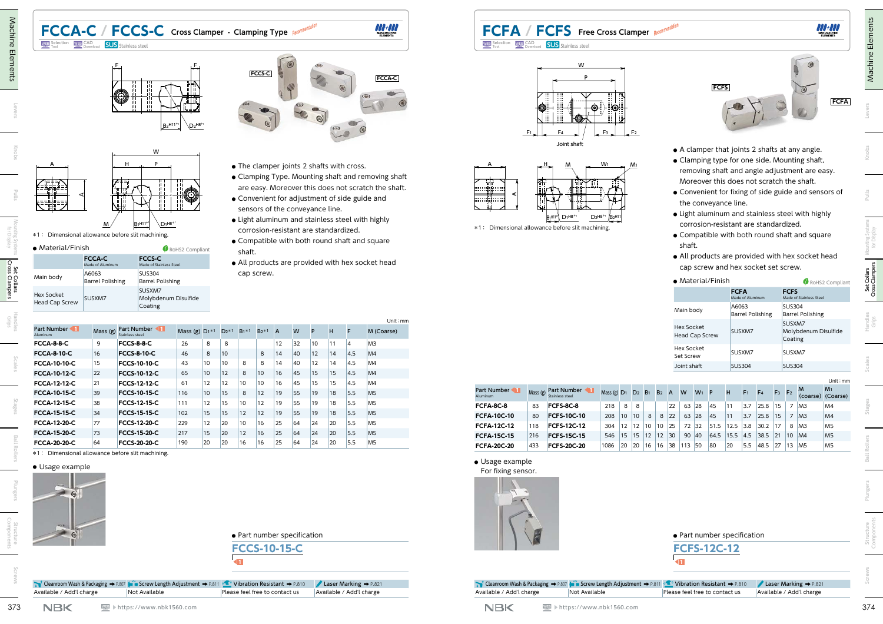# FCCA-C / FCCS-C Cross Clamper - Clamping Type

Recommendation

WEB Selection Tool | WEB CAD Download | SUS Stainless steel

FCCS-C | FCCA-C

*1 : Dimensional allowance before slit machining.

- The clamper joints 2 shafts with cross.
- Clamping Type. Mounting shaft and removing shaft are easy. Moreover this does not scratch the shaft.
- Convenient for adjustment of side guide and sensors of the conveyance line.
- Light aluminum and stainless steel with highly corrosion-resistant are standardized.
- Compatible with both round shaft and square shaft.
- All products are provided with hex socket head cap screw.

● Material/Finish

RoHS2 Compliant

| | FCCA-C (Made of Aluminum) | FCCS-C (Made of Stainless Steel) |
|---|---|---|
| Main body | A6063 Barrel Polishing | SUS304 Barrel Polishing |
| Hex Socket Head Cap Screw | SUSXM7 | SUSXM7 Molybdenum Disulfide Coating |

Unit : mm

| Part Number (Aluminum) | Mass (g) | Part Number (Stainless steel) | Mass (g) | $D_1$*1 | $D_2$*1 | $B_1$*1 | $B_2$*1 | A | W | P | H | F | M (Coarse) |
|---|---|---|---|---|---|---|---|---|---|---|---|---|---|
| FCCA-8-8-C | 9 | FCCS-8-8-C | 26 | 8 | 8 | | | 12 | 32 | 10 | 11 | 4 | M3 |
| FCCA-8-10-C | 16 | FCCS-8-10-C | 46 | 8 | 10 | | 8 | 14 | 40 | 12 | 14 | 4.5 | M4 |
| FCCA-10-10-C | 15 | FCCS-10-10-C | 43 | 10 | 10 | 8 | 8 | 14 | 40 | 12 | 14 | 4.5 | M4 |
| FCCA-10-12-C | 22 | FCCS-10-12-C | 65 | 10 | 12 | 8 | 10 | 16 | 45 | 15 | 15 | 4.5 | M4 |
| FCCA-12-12-C | 21 | FCCS-12-12-C | 61 | 12 | 12 | 10 | 10 | 16 | 45 | 15 | 15 | 4.5 | M4 |
| FCCA-10-15-C | 39 | FCCS-10-15-C | 116 | 10 | 15 | 8 | 12 | 19 | 55 | 19 | 18 | 5.5 | M5 |
| FCCA-12-15-C | 38 | FCCS-12-15-C | 111 | 12 | 15 | 10 | 12 | 19 | 55 | 19 | 18 | 5.5 | M5 |
| FCCA-15-15-C | 34 | FCCS-15-15-C | 102 | 15 | 15 | 12 | 12 | 19 | 55 | 19 | 18 | 5.5 | M5 |
| FCCA-12-20-C | 77 | FCCS-12-20-C | 229 | 12 | 20 | 10 | 16 | 25 | 64 | 24 | 20 | 5.5 | M5 |
| FCCA-15-20-C | 73 | FCCS-15-20-C | 217 | 15 | 20 | 12 | 16 | 25 | 64 | 24 | 20 | 5.5 | M5 |
| FCCA-20-20-C | 64 | FCCS-20-20-C | 190 | 20 | 20 | 16 | 16 | 25 | 64 | 24 | 20 | 5.5 | M5 |

*1 : Dimensional allowance before slit machining.

● Usage example

● Part number specification

**FCCS-10-15-C**

| Cleanroom Wash & Packaging ➡ P.807 | Screw Length Adjustment ➡ P.811 | Vibration Resistant ➡ P.810 | Laser Marking ➡ P.821 |
|---|---|---|---|
| Available / Add'l charge | Not Available | Please feel free to contact us | Available / Add'l charge |

# FCFA / FCFS Free Cross Clamper

Recommendation

WEB Selection Tool | WEB CAD Download | SUS Stainless steel

Joint shaft

*1 : Dimensional allowance before slit machining.

FCFS | FCFA

- A clamper that joints 2 shafts at any angle.
- Clamping type for one side. Mounting shaft, removing shaft and angle adjustment are easy. Moreover this does not scratch the shaft.
- Convenient for fixing of side guide and sensors of the conveyance line.
- Light aluminum and stainless steel with highly corrosion-resistant are standardized.
- Compatible with both round shaft and square shaft.
- All products are provided with hex socket head cap screw and hex socket set screw.

● Material/Finish

RoHS2 Compliant

| | FCFA (Made of Aluminum) | FCFS (Made of Stainless Steel) |
|---|---|---|
| Main body | A6063 Barrel Polishing | SUS304 Barrel Polishing |
| Hex Socket Head Cap Screw | SUSXM7 | SUSXM7 Molybdenum Disulfide Coating |
| Hex Socket Set Screw | SUSXM7 | SUSXM7 |
| Joint shaft | SUS304 | SUS304 |

Unit : mm

| Part Number (Aluminum) | Mass (g) | Part Number (Stainless steel) | Mass (g) | $D_1$ | $D_2$ | $B_1$ | $B_2$ | A | W | $W_1$ | P | H | $F_1$ | $F_4$ | $F_3$ | $F_2$ | M (coarse) | $M_1$ (Coarse) |
|---|---|---|---|---|---|---|---|---|---|---|---|---|---|---|---|---|---|---|
| FCFA-8C-8 | 83 | FCFS-8C-8 | 218 | 8 | 8 | | | 22 | 63 | 28 | 45 | 11 | 3.7 | 25.8 | 15 | 7 | M3 | M4 |
| FCFA-10C-10 | 80 | FCFS-10C-10 | 208 | 10 | 10 | 8 | 8 | 22 | 63 | 28 | 45 | 11 | 3.7 | 25.8 | 15 | 7 | M3 | M4 |
| FCFA-12C-12 | 118 | FCFS-12C-12 | 304 | 12 | 12 | 10 | 10 | 25 | 72 | 32 | 51.5 | 12.5 | 3.8 | 30.2 | 17 | 8 | M3 | M5 |
| FCFA-15C-15 | 216 | FCFS-15C-15 | 546 | 15 | 15 | 12 | 12 | 30 | 90 | 40 | 64.5 | 15.5 | 4.5 | 38.5 | 21 | 10 | M4 | M5 |
| FCFA-20C-20 | 433 | FCFS-20C-20 | 1086 | 20 | 20 | 16 | 16 | 38 | 113 | 50 | 80 | 20 | 5.5 | 48.5 | 27 | 13 | M5 | M5 |

● Usage example

For fixing sensor.

● Part number specification

**FCFS-12C-12**

| Cleanroom Wash & Packaging ➡ P.807 | Screw Length Adjustment ➡ P.811 | Vibration Resistant ➡ P.810 | Laser Marking ➡ P.821 |
|---|---|---|---|
| Available / Add'l charge | Not Available | Please feel free to contact us | Available / Add'l charge |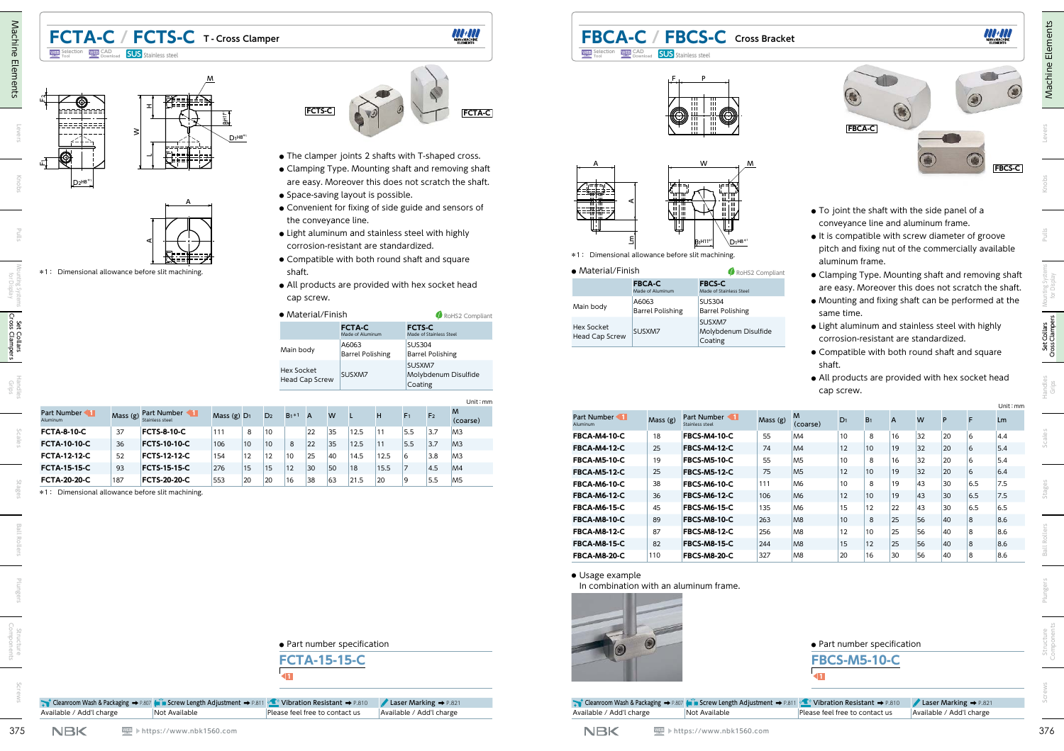# FCTA-C / FCTS-C T - Cross Clamper

WEB Selection Tool | CAD Download | SUS Stainless steel

*1 : Dimensional allowance before slit machining.

FCTS-C | FCTA-C

- The clamper joints 2 shafts with T-shaped cross.
- Clamping Type. Mounting shaft and removing shaft are easy. Moreover this does not scratch the shaft.
- Space-saving layout is possible.
- Convenient for fixing of side guide and sensors of the conveyance line.
- Light aluminum and stainless steel with highly corrosion-resistant are standardized.
- Compatible with both round shaft and square shaft.
- All products are provided with hex socket head cap screw.

● Material/Finish (RoHS2 Compliant)

| | FCTA-C Made of Aluminum | FCTS-C Made of Stainless Steel |
|---|---|---|
| Main body | A6063 Barrel Polishing | SUS304 Barrel Polishing |
| Hex Socket Head Cap Screw | SUSXM7 | SUSXM7 Molybdenum Disulfide Coating |

Unit : mm

| Part Number Aluminum | Mass (g) | Part Number Stainless steel | Mass (g) | $D_1$ | $D_2$ | $B_1$*1 | A | W | L | H | $F_1$ | $F_2$ | M (coarse) |
|---|---|---|---|---|---|---|---|---|---|---|---|---|---|
| FCTA-8-10-C | 37 | FCTS-8-10-C | 111 | 8 | 10 | | 22 | 35 | 12.5 | 11 | 5.5 | 3.7 | M3 |
| FCTA-10-10-C | 36 | FCTS-10-10-C | 106 | 10 | 10 | 8 | 22 | 35 | 12.5 | 11 | 5.5 | 3.7 | M3 |
| FCTA-12-12-C | 52 | FCTS-12-12-C | 154 | 12 | 12 | 10 | 25 | 40 | 14.5 | 12.5 | 6 | 3.8 | M3 |
| FCTA-15-15-C | 93 | FCTS-15-15-C | 276 | 15 | 15 | 12 | 30 | 50 | 18 | 15.5 | 7 | 4.5 | M4 |
| FCTA-20-20-C | 187 | FCTS-20-20-C | 553 | 20 | 20 | 16 | 38 | 63 | 21.5 | 20 | 9 | 5.5 | M5 |

*1 : Dimensional allowance before slit machining.

● Part number specification

FCTA-15-15-C

| Cleanroom Wash & Packaging ➡ P.807 | Screw Length Adjustment ➡ P.811 | Vibration Resistant ➡ P.810 | Laser Marking ➡ P.821 |
|---|---|---|---|
| Available / Add'l charge | Not Available | Please feel free to contact us | Available / Add'l charge |

# FBCA-C / FBCS-C Cross Bracket

WEB Selection Tool | CAD Download | SUS Stainless steel

*1 : Dimensional allowance before slit machining.

FBCA-C | FBCS-C

- To joint the shaft with the side panel of a conveyance line and aluminum frame.
- It is compatible with screw diameter of groove pitch and fixing nut of the commercially available aluminum frame.
- Clamping Type. Mounting shaft and removing shaft are easy. Moreover this does not scratch the shaft.
- Mounting and fixing shaft can be performed at the same time.
- Light aluminum and stainless steel with highly corrosion-resistant are standardized.
- Compatible with both round shaft and square shaft.
- All products are provided with hex socket head cap screw.

● Material/Finish (RoHS2 Compliant)

| | FBCA-C Made of Aluminum | FBCS-C Made of Stainless Steel |
|---|---|---|
| Main body | A6063 Barrel Polishing | SUS304 Barrel Polishing |
| Hex Socket Head Cap Screw | SUSXM7 | SUSXM7 Molybdenum Disulfide Coating |

Unit : mm

| Part Number Aluminum | Mass (g) | Part Number Stainless steel | Mass (g) | M (coarse) | $D_1$ | $B_1$ | A | W | P | F | Lm |
|---|---|---|---|---|---|---|---|---|---|---|---|
| FBCA-M4-10-C | 18 | FBCS-M4-10-C | 55 | M4 | 10 | 8 | 16 | 32 | 20 | 6 | 4.4 |
| FBCA-M4-12-C | 25 | FBCS-M4-12-C | 74 | M4 | 12 | 10 | 19 | 32 | 20 | 6 | 5.4 |
| FBCA-M5-10-C | 19 | FBCS-M5-10-C | 55 | M5 | 10 | 8 | 16 | 32 | 20 | 6 | 5.4 |
| FBCA-M5-12-C | 25 | FBCS-M5-12-C | 75 | M5 | 12 | 10 | 19 | 32 | 20 | 6 | 6.4 |
| FBCA-M6-10-C | 38 | FBCS-M6-10-C | 111 | M6 | 10 | 8 | 19 | 43 | 30 | 6.5 | 7.5 |
| FBCA-M6-12-C | 36 | FBCS-M6-12-C | 106 | M6 | 12 | 10 | 19 | 43 | 30 | 6.5 | 7.5 |
| FBCA-M6-15-C | 45 | FBCS-M6-15-C | 135 | M6 | 15 | 12 | 22 | 43 | 30 | 6.5 | 6.5 |
| FBCA-M8-10-C | 89 | FBCS-M8-10-C | 263 | M8 | 10 | 8 | 25 | 56 | 40 | 8 | 8.6 |
| FBCA-M8-12-C | 87 | FBCS-M8-12-C | 256 | M8 | 12 | 10 | 25 | 56 | 40 | 8 | 8.6 |
| FBCA-M8-15-C | 82 | FBCS-M8-15-C | 244 | M8 | 15 | 12 | 25 | 56 | 40 | 8 | 8.6 |
| FBCA-M8-20-C | 110 | FBCS-M8-20-C | 327 | M8 | 20 | 16 | 30 | 56 | 40 | 8 | 8.6 |

● Usage example

In combination with an aluminum frame.

● Part number specification

FBCS-M5-10-C

| Cleanroom Wash & Packaging ➡ P.807 | Screw Length Adjustment ➡ P.811 | Vibration Resistant ➡ P.810 | Laser Marking ➡ P.821 |
|---|---|---|---|
| Available / Add'l charge | Not Available | Please feel free to contact us | Available / Add'l charge |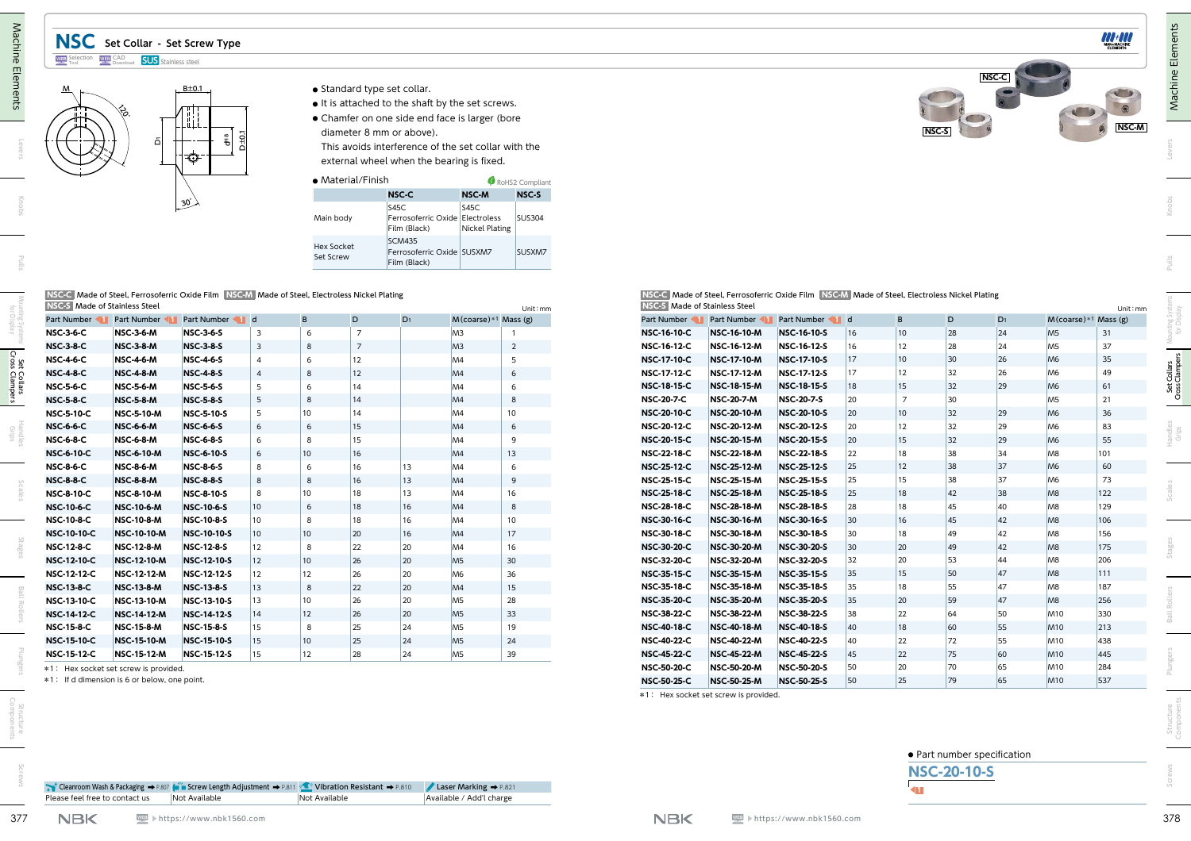# NSC Set Collar - Set Screw Type

- Standard type set collar.
- It is attached to the shaft by the set screws.
- Chamfer on one side end face is larger (bore diameter 8 mm or above).
  This avoids interference of the set collar with the external wheel when the bearing is fixed.

- Material/Finish (RoHS2 Compliant)

| | NSC-C | NSC-M | NSC-S |
|---|---|---|---|
| Main body | S45C Ferrosoferric Oxide Film (Black) | S45C Electroless Nickel Plating | SUS304 |
| Hex Socket Set Screw | SCM435 Ferrosoferric Oxide Film (Black) | SUSXM7 | SUSXM7 |

NSC-C Made of Steel, Ferrosoferric Oxide Film  NSC-M Made of Steel, Electroless Nickel Plating
NSC-S Made of Stainless Steel

Unit: mm

| Part Number | Part Number | Part Number | d | B | D | $D_1$ | M (coarse) *1 | Mass (g) |
|---|---|---|---|---|---|---|---|---|
| NSC-3-6-C | NSC-3-6-M | NSC-3-6-S | 3 | 6 | 7 | | M3 | 1 |
| NSC-3-8-C | NSC-3-8-M | NSC-3-8-S | 3 | 8 | 7 | | M3 | 2 |
| NSC-4-6-C | NSC-4-6-M | NSC-4-6-S | 4 | 6 | 12 | | M4 | 5 |
| NSC-4-8-C | NSC-4-8-M | NSC-4-8-S | 4 | 8 | 12 | | M4 | 6 |
| NSC-5-6-C | NSC-5-6-M | NSC-5-6-S | 5 | 6 | 14 | | M4 | 6 |
| NSC-5-8-C | NSC-5-8-M | NSC-5-8-S | 5 | 8 | 14 | | M4 | 8 |
| NSC-5-10-C | NSC-5-10-M | NSC-5-10-S | 5 | 10 | 14 | | M4 | 10 |
| NSC-6-6-C | NSC-6-6-M | NSC-6-6-S | 6 | 6 | 15 | | M4 | 6 |
| NSC-6-8-C | NSC-6-8-M | NSC-6-8-S | 6 | 8 | 15 | | M4 | 9 |
| NSC-6-10-C | NSC-6-10-M | NSC-6-10-S | 6 | 10 | 16 | | M4 | 13 |
| NSC-8-6-C | NSC-8-6-M | NSC-8-6-S | 8 | 6 | 16 | 13 | M4 | 6 |
| NSC-8-8-C | NSC-8-8-M | NSC-8-8-S | 8 | 8 | 16 | 13 | M4 | 9 |
| NSC-8-10-C | NSC-8-10-M | NSC-8-10-S | 8 | 10 | 18 | 13 | M4 | 16 |
| NSC-10-6-C | NSC-10-6-M | NSC-10-6-S | 10 | 6 | 18 | 16 | M4 | 8 |
| NSC-10-8-C | NSC-10-8-M | NSC-10-8-S | 10 | 8 | 18 | 16 | M4 | 10 |
| NSC-10-10-C | NSC-10-10-M | NSC-10-10-S | 10 | 10 | 20 | 16 | M4 | 17 |
| NSC-12-8-C | NSC-12-8-M | NSC-12-8-S | 12 | 8 | 22 | 20 | M4 | 16 |
| NSC-12-10-C | NSC-12-10-M | NSC-12-10-S | 12 | 10 | 26 | 20 | M5 | 30 |
| NSC-12-12-C | NSC-12-12-M | NSC-12-12-S | 12 | 12 | 26 | 20 | M6 | 36 |
| NSC-13-8-C | NSC-13-8-M | NSC-13-8-S | 13 | 8 | 22 | 20 | M4 | 15 |
| NSC-13-10-C | NSC-13-10-M | NSC-13-10-S | 13 | 10 | 26 | 20 | M5 | 28 |
| NSC-14-12-C | NSC-14-12-M | NSC-14-12-S | 14 | 12 | 26 | 20 | M5 | 33 |
| NSC-15-8-C | NSC-15-8-M | NSC-15-8-S | 15 | 8 | 25 | 24 | M5 | 19 |
| NSC-15-10-C | NSC-15-10-M | NSC-15-10-S | 15 | 10 | 25 | 24 | M5 | 24 |
| NSC-15-12-C | NSC-15-12-M | NSC-15-12-S | 15 | 12 | 28 | 24 | M5 | 39 |

*1: Hex socket set screw is provided.
*1: If d dimension is 6 or below, one point.

NSC-C Made of Steel, Ferrosoferric Oxide Film  NSC-M Made of Steel, Electroless Nickel Plating
NSC-S Made of Stainless Steel

Unit: mm

| Part Number | Part Number | Part Number | d | B | D | $D_1$ | M (coarse) *1 | Mass (g) |
|---|---|---|---|---|---|---|---|---|
| NSC-16-10-C | NSC-16-10-M | NSC-16-10-S | 16 | 10 | 28 | 24 | M5 | 31 |
| NSC-16-12-C | NSC-16-12-M | NSC-16-12-S | 16 | 12 | 28 | 24 | M5 | 37 |
| NSC-17-10-C | NSC-17-10-M | NSC-17-10-S | 17 | 10 | 30 | 26 | M6 | 35 |
| NSC-17-12-C | NSC-17-12-M | NSC-17-12-S | 17 | 12 | 32 | 26 | M6 | 49 |
| NSC-18-15-C | NSC-18-15-M | NSC-18-15-S | 18 | 15 | 32 | 29 | M6 | 61 |
| NSC-20-7-C | NSC-20-7-M | NSC-20-7-S | 20 | 7 | 30 | | M5 | 21 |
| NSC-20-10-C | NSC-20-10-M | NSC-20-10-S | 20 | 10 | 32 | 29 | M6 | 36 |
| NSC-20-12-C | NSC-20-12-M | NSC-20-12-S | 20 | 12 | 32 | 29 | M6 | 83 |
| NSC-20-15-C | NSC-20-15-M | NSC-20-15-S | 20 | 15 | 32 | 29 | M6 | 55 |
| NSC-22-18-C | NSC-22-18-M | NSC-22-18-S | 22 | 18 | 38 | 34 | M8 | 101 |
| NSC-25-12-C | NSC-25-12-M | NSC-25-12-S | 25 | 12 | 38 | 37 | M6 | 60 |
| NSC-25-15-C | NSC-25-15-M | NSC-25-15-S | 25 | 15 | 38 | 37 | M6 | 73 |
| NSC-25-18-C | NSC-25-18-M | NSC-25-18-S | 25 | 18 | 42 | 38 | M8 | 122 |
| NSC-28-18-C | NSC-28-18-M | NSC-28-18-S | 28 | 18 | 45 | 40 | M8 | 129 |
| NSC-30-16-C | NSC-30-16-M | NSC-30-16-S | 30 | 16 | 45 | 42 | M8 | 106 |
| NSC-30-18-C | NSC-30-18-M | NSC-30-18-S | 30 | 18 | 49 | 42 | M8 | 156 |
| NSC-30-20-C | NSC-30-20-M | NSC-30-20-S | 30 | 20 | 49 | 42 | M8 | 175 |
| NSC-32-20-C | NSC-32-20-M | NSC-32-20-S | 32 | 20 | 53 | 44 | M8 | 206 |
| NSC-35-15-C | NSC-35-15-M | NSC-35-15-S | 35 | 15 | 50 | 47 | M8 | 111 |
| NSC-35-18-C | NSC-35-18-M | NSC-35-18-S | 35 | 18 | 55 | 47 | M8 | 187 |
| NSC-35-20-C | NSC-35-20-M | NSC-35-20-S | 35 | 20 | 59 | 47 | M8 | 256 |
| NSC-38-22-C | NSC-38-22-M | NSC-38-22-S | 38 | 22 | 64 | 50 | M10 | 330 |
| NSC-40-18-C | NSC-40-18-M | NSC-40-18-S | 40 | 18 | 60 | 55 | M10 | 213 |
| NSC-40-22-C | NSC-40-22-M | NSC-40-22-S | 40 | 22 | 72 | 55 | M10 | 438 |
| NSC-45-22-C | NSC-45-22-M | NSC-45-22-S | 45 | 22 | 75 | 60 | M10 | 445 |
| NSC-50-20-C | NSC-50-20-M | NSC-50-20-S | 50 | 20 | 70 | 65 | M10 | 284 |
| NSC-50-25-C | NSC-50-25-M | NSC-50-25-S | 50 | 25 | 79 | 65 | M10 | 537 |

*1: Hex socket set screw is provided.

| Cleanroom Wash & Packaging ➡ P.807 | Screw Length Adjustment ➡ P.811 | Vibration Resistant ➡ P.810 | Laser Marking ➡ P.821 |
|---|---|---|---|
| Please feel free to contact us | Not Available | Not Available | Available / Add'l charge |

- Part number specification

NSC-20-10-S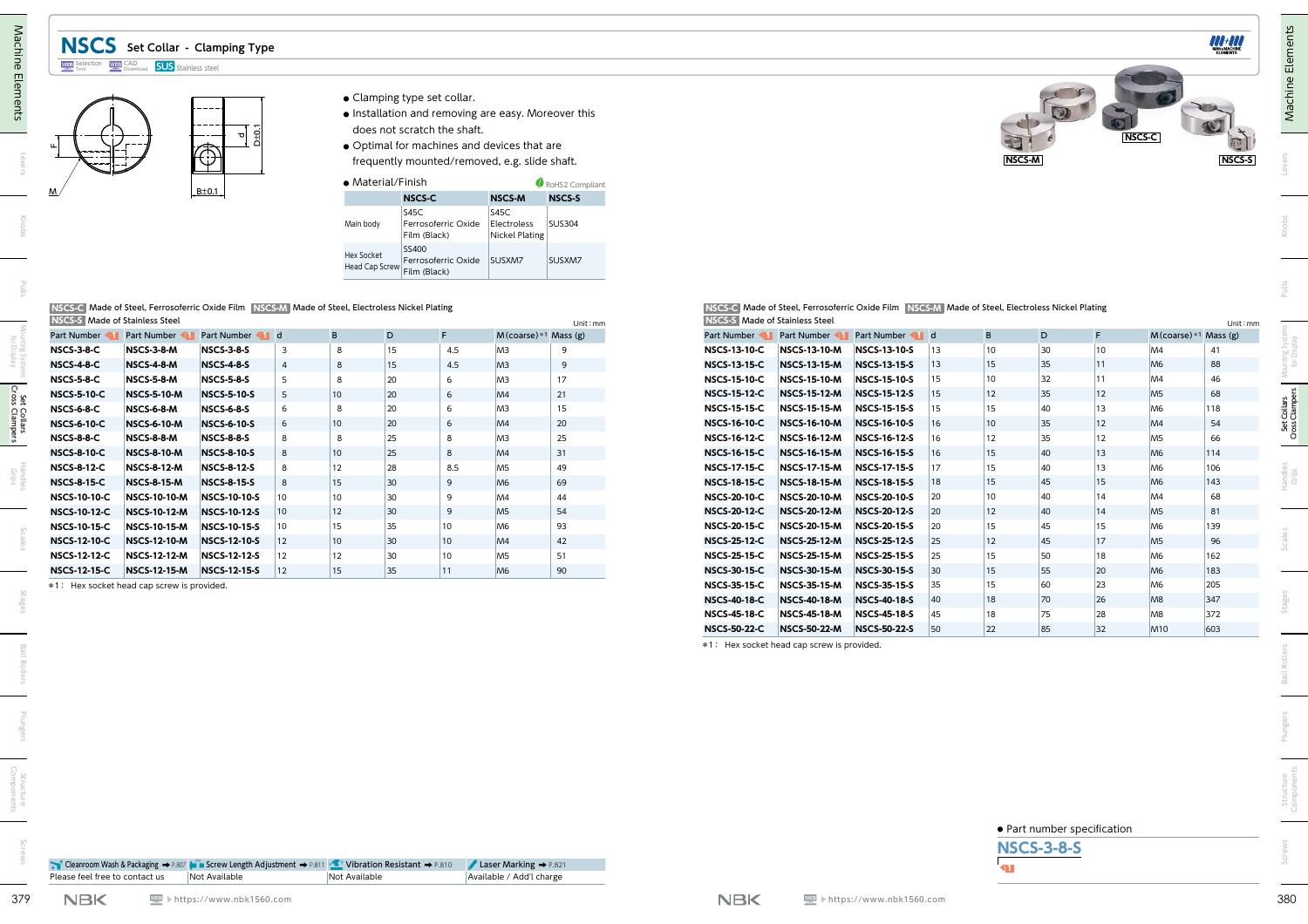# NSCS Set Collar - Clamping Type

Selection Tool / CAD Download / SUS Stainless steel

- Clamping type set collar.
- Installation and removing are easy. Moreover this does not scratch the shaft.
- Optimal for machines and devices that are frequently mounted/removed, e.g. slide shaft.

- Material/Finish

RoHS2 Compliant

| | NSCS-C | NSCS-M | NSCS-S |
|---|---|---|---|
| Main body | S45C Ferrosoferric Oxide Film (Black) | S45C Electroless Nickel Plating | SUS304 |
| Hex Socket Head Cap Screw | SS400 Ferrosoferric Oxide Film (Black) | SUSXM7 | SUSXM7 |

NSCS-C Made of Steel, Ferrosoferric Oxide Film NSCS-M Made of Steel, Electroless Nickel Plating
NSCS-S Made of Stainless Steel

Unit: mm

| Part Number | Part Number | Part Number | d | B | D | F | M(coarse)*1 | Mass (g) |
|---|---|---|---|---|---|---|---|---|
| NSCS-3-8-C | NSCS-3-8-M | NSCS-3-8-S | 3 | 8 | 15 | 4.5 | M3 | 9 |
| NSCS-4-8-C | NSCS-4-8-M | NSCS-4-8-S | 4 | 8 | 15 | 4.5 | M3 | 9 |
| NSCS-5-8-C | NSCS-5-8-M | NSCS-5-8-S | 5 | 8 | 20 | 6 | M3 | 17 |
| NSCS-5-10-C | NSCS-5-10-M | NSCS-5-10-S | 5 | 10 | 20 | 6 | M4 | 21 |
| NSCS-6-8-C | NSCS-6-8-M | NSCS-6-8-S | 6 | 8 | 20 | 6 | M3 | 15 |
| NSCS-6-10-C | NSCS-6-10-M | NSCS-6-10-S | 6 | 10 | 20 | 6 | M4 | 20 |
| NSCS-8-8-C | NSCS-8-8-M | NSCS-8-8-S | 8 | 8 | 25 | 8 | M3 | 25 |
| NSCS-8-10-C | NSCS-8-10-M | NSCS-8-10-S | 8 | 10 | 25 | 8 | M4 | 31 |
| NSCS-8-12-C | NSCS-8-12-M | NSCS-8-12-S | 8 | 12 | 28 | 8.5 | M5 | 49 |
| NSCS-8-15-C | NSCS-8-15-M | NSCS-8-15-S | 8 | 15 | 30 | 9 | M6 | 69 |
| NSCS-10-10-C | NSCS-10-10-M | NSCS-10-10-S | 10 | 10 | 30 | 9 | M4 | 44 |
| NSCS-10-12-C | NSCS-10-12-M | NSCS-10-12-S | 10 | 12 | 30 | 9 | M5 | 54 |
| NSCS-10-15-C | NSCS-10-15-M | NSCS-10-15-S | 10 | 15 | 35 | 10 | M6 | 93 |
| NSCS-12-10-C | NSCS-12-10-M | NSCS-12-10-S | 12 | 10 | 30 | 10 | M4 | 42 |
| NSCS-12-12-C | NSCS-12-12-M | NSCS-12-12-S | 12 | 12 | 30 | 10 | M5 | 51 |
| NSCS-12-15-C | NSCS-12-15-M | NSCS-12-15-S | 12 | 15 | 35 | 11 | M6 | 90 |
| NSCS-13-10-C | NSCS-13-10-M | NSCS-13-10-S | 13 | 10 | 30 | 10 | M4 | 41 |
| NSCS-13-15-C | NSCS-13-15-M | NSCS-13-15-S | 13 | 15 | 35 | 11 | M6 | 88 |
| NSCS-15-10-C | NSCS-15-10-M | NSCS-15-10-S | 15 | 10 | 32 | 11 | M4 | 46 |
| NSCS-15-12-C | NSCS-15-12-M | NSCS-15-12-S | 15 | 12 | 35 | 12 | M5 | 68 |
| NSCS-15-15-C | NSCS-15-15-M | NSCS-15-15-S | 15 | 15 | 40 | 13 | M6 | 118 |
| NSCS-16-10-C | NSCS-16-10-M | NSCS-16-10-S | 16 | 10 | 35 | 12 | M4 | 54 |
| NSCS-16-12-C | NSCS-16-12-M | NSCS-16-12-S | 16 | 12 | 35 | 12 | M5 | 66 |
| NSCS-16-15-C | NSCS-16-15-M | NSCS-16-15-S | 16 | 15 | 40 | 13 | M6 | 114 |
| NSCS-17-15-C | NSCS-17-15-M | NSCS-17-15-S | 17 | 15 | 40 | 13 | M6 | 106 |
| NSCS-18-15-C | NSCS-18-15-M | NSCS-18-15-S | 18 | 15 | 45 | 15 | M6 | 143 |
| NSCS-20-10-C | NSCS-20-10-M | NSCS-20-10-S | 20 | 10 | 40 | 14 | M4 | 68 |
| NSCS-20-12-C | NSCS-20-12-M | NSCS-20-12-S | 20 | 12 | 40 | 14 | M5 | 81 |
| NSCS-20-15-C | NSCS-20-15-M | NSCS-20-15-S | 20 | 15 | 45 | 15 | M6 | 139 |
| NSCS-25-12-C | NSCS-25-12-M | NSCS-25-12-S | 25 | 12 | 45 | 17 | M5 | 96 |
| NSCS-25-15-C | NSCS-25-15-M | NSCS-25-15-S | 25 | 15 | 50 | 18 | M6 | 162 |
| NSCS-30-15-C | NSCS-30-15-M | NSCS-30-15-S | 30 | 15 | 55 | 20 | M6 | 183 |
| NSCS-35-15-C | NSCS-35-15-M | NSCS-35-15-S | 35 | 15 | 60 | 23 | M6 | 205 |
| NSCS-40-18-C | NSCS-40-18-M | NSCS-40-18-S | 40 | 18 | 70 | 26 | M8 | 347 |
| NSCS-45-18-C | NSCS-45-18-M | NSCS-45-18-S | 45 | 18 | 75 | 28 | M8 | 372 |
| NSCS-50-22-C | NSCS-50-22-M | NSCS-50-22-S | 50 | 22 | 85 | 32 | M10 | 603 |

*1: Hex socket head cap screw is provided.

| Cleanroom Wash & Packaging ➡ P.807 | Screw Length Adjustment ➡ P.811 | Vibration Resistant ➡ P.810 | Laser Marking ➡ P.821 |
|---|---|---|---|
| Please feel free to contact us | Not Available | Not Available | Available / Add'l charge |

- Part number specification

NSCS-3-8-S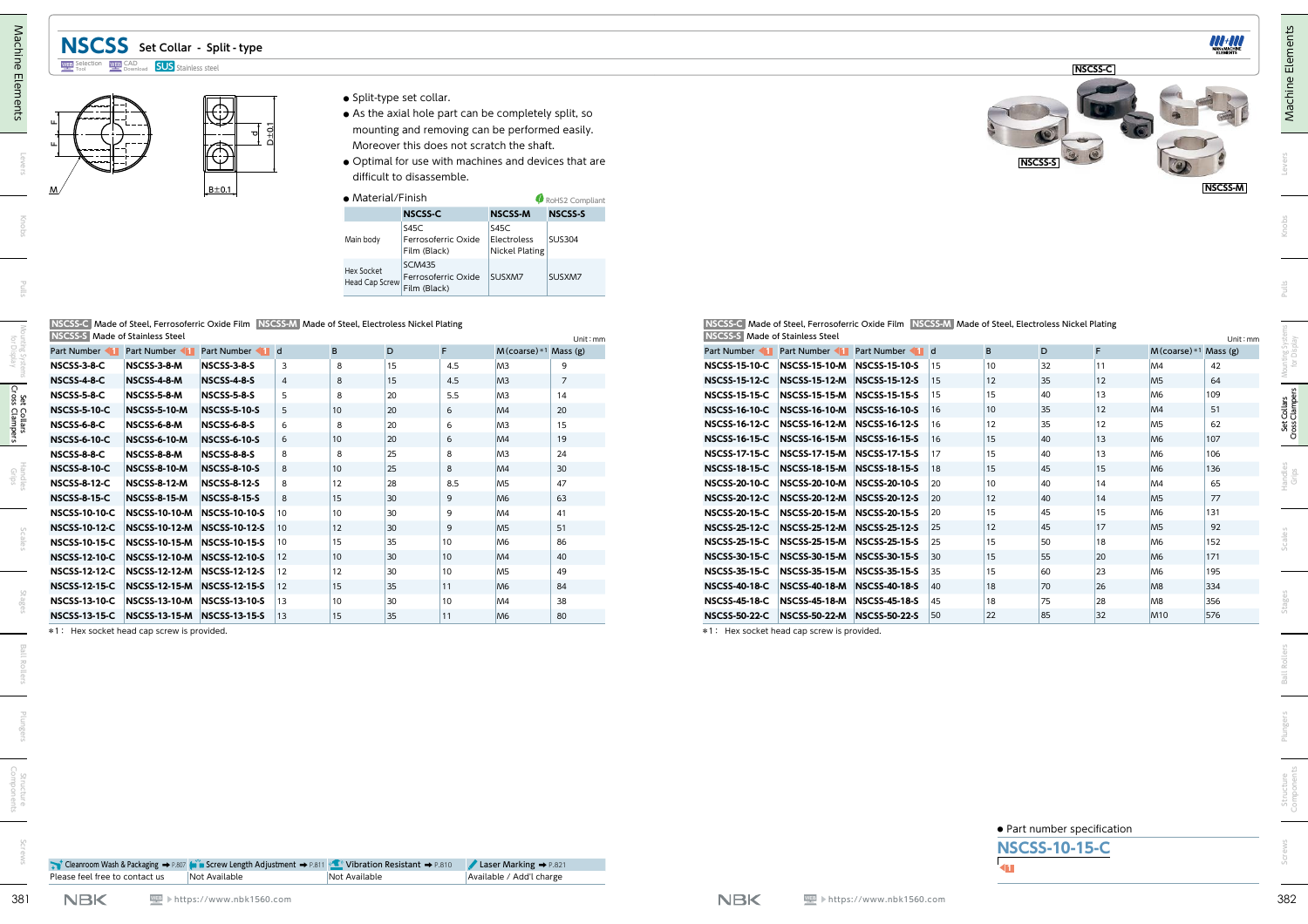# NSCSS Set Collar - Split-type

Selection Tool | CAD Download | SUS Stainless steel

- Split-type set collar.
- As the axial hole part can be completely split, so mounting and removing can be performed easily. Moreover this does not scratch the shaft.
- Optimal for use with machines and devices that are difficult to disassemble.

- Material/Finish

RoHS2 Compliant

| | NSCSS-C | NSCSS-M | NSCSS-S |
|---|---|---|---|
| Main body | S45C Ferrosoferric Oxide Film (Black) | S45C Electroless Nickel Plating | SUS304 |
| Hex Socket Head Cap Screw | SCM435 Ferrosoferric Oxide Film (Black) | SUSXM7 | SUSXM7 |

NSCSS-C Made of Steel, Ferrosoferric Oxide Film  NSCSS-M Made of Steel, Electroless Nickel Plating  
NSCSS-S Made of Stainless Steel

Unit : mm

| Part Number | Part Number | Part Number | d | B | D | F | M (coarse) *1 | Mass (g) |
|---|---|---|---|---|---|---|---|---|
| NSCSS-3-8-C | NSCSS-3-8-M | NSCSS-3-8-S | 3 | 8 | 15 | 4.5 | M3 | 9 |
| NSCSS-4-8-C | NSCSS-4-8-M | NSCSS-4-8-S | 4 | 8 | 15 | 4.5 | M3 | 7 |
| NSCSS-5-8-C | NSCSS-5-8-M | NSCSS-5-8-S | 5 | 8 | 20 | 5.5 | M3 | 14 |
| NSCSS-5-10-C | NSCSS-5-10-M | NSCSS-5-10-S | 5 | 10 | 20 | 6 | M4 | 20 |
| NSCSS-6-8-C | NSCSS-6-8-M | NSCSS-6-8-S | 6 | 8 | 20 | 6 | M3 | 15 |
| NSCSS-6-10-C | NSCSS-6-10-M | NSCSS-6-10-S | 6 | 10 | 20 | 6 | M4 | 19 |
| NSCSS-8-8-C | NSCSS-8-8-M | NSCSS-8-8-S | 8 | 8 | 25 | 8 | M3 | 24 |
| NSCSS-8-10-C | NSCSS-8-10-M | NSCSS-8-10-S | 8 | 10 | 25 | 8 | M4 | 30 |
| NSCSS-8-12-C | NSCSS-8-12-M | NSCSS-8-12-S | 8 | 12 | 28 | 8.5 | M5 | 47 |
| NSCSS-8-15-C | NSCSS-8-15-M | NSCSS-8-15-S | 8 | 15 | 30 | 9 | M6 | 63 |
| NSCSS-10-10-C | NSCSS-10-10-M | NSCSS-10-10-S | 10 | 10 | 30 | 9 | M4 | 41 |
| NSCSS-10-12-C | NSCSS-10-12-M | NSCSS-10-12-S | 10 | 12 | 30 | 9 | M5 | 51 |
| NSCSS-10-15-C | NSCSS-10-15-M | NSCSS-10-15-S | 10 | 15 | 35 | 10 | M6 | 86 |
| NSCSS-12-10-C | NSCSS-12-10-M | NSCSS-12-10-S | 12 | 10 | 30 | 10 | M4 | 40 |
| NSCSS-12-12-C | NSCSS-12-12-M | NSCSS-12-12-S | 12 | 12 | 30 | 10 | M5 | 49 |
| NSCSS-12-15-C | NSCSS-12-15-M | NSCSS-12-15-S | 12 | 15 | 35 | 11 | M6 | 84 |
| NSCSS-13-10-C | NSCSS-13-10-M | NSCSS-13-10-S | 13 | 10 | 30 | 10 | M4 | 38 |
| NSCSS-13-15-C | NSCSS-13-15-M | NSCSS-13-15-S | 13 | 15 | 35 | 11 | M6 | 80 |
| NSCSS-15-10-C | NSCSS-15-10-M | NSCSS-15-10-S | 15 | 10 | 32 | 11 | M4 | 42 |
| NSCSS-15-12-C | NSCSS-15-12-M | NSCSS-15-12-S | 15 | 12 | 35 | 12 | M5 | 64 |
| NSCSS-15-15-C | NSCSS-15-15-M | NSCSS-15-15-S | 15 | 15 | 40 | 13 | M6 | 109 |
| NSCSS-16-10-C | NSCSS-16-10-M | NSCSS-16-10-S | 16 | 10 | 35 | 12 | M4 | 51 |
| NSCSS-16-12-C | NSCSS-16-12-M | NSCSS-16-12-S | 16 | 12 | 35 | 12 | M5 | 62 |
| NSCSS-16-15-C | NSCSS-16-15-M | NSCSS-16-15-S | 16 | 15 | 40 | 13 | M6 | 107 |
| NSCSS-17-15-C | NSCSS-17-15-M | NSCSS-17-15-S | 17 | 15 | 40 | 13 | M6 | 106 |
| NSCSS-18-15-C | NSCSS-18-15-M | NSCSS-18-15-S | 18 | 15 | 45 | 15 | M6 | 136 |
| NSCSS-20-10-C | NSCSS-20-10-M | NSCSS-20-10-S | 20 | 10 | 40 | 14 | M4 | 65 |
| NSCSS-20-12-C | NSCSS-20-12-M | NSCSS-20-12-S | 20 | 12 | 40 | 14 | M5 | 77 |
| NSCSS-20-15-C | NSCSS-20-15-M | NSCSS-20-15-S | 20 | 15 | 45 | 15 | M6 | 131 |
| NSCSS-25-12-C | NSCSS-25-12-M | NSCSS-25-12-S | 25 | 12 | 45 | 17 | M5 | 92 |
| NSCSS-25-15-C | NSCSS-25-15-M | NSCSS-25-15-S | 25 | 15 | 50 | 18 | M6 | 152 |
| NSCSS-30-15-C | NSCSS-30-15-M | NSCSS-30-15-S | 30 | 15 | 55 | 20 | M6 | 171 |
| NSCSS-35-15-C | NSCSS-35-15-M | NSCSS-35-15-S | 35 | 15 | 60 | 23 | M6 | 195 |
| NSCSS-40-18-C | NSCSS-40-18-M | NSCSS-40-18-S | 40 | 18 | 70 | 26 | M8 | 334 |
| NSCSS-45-18-C | NSCSS-45-18-M | NSCSS-45-18-S | 45 | 18 | 75 | 28 | M8 | 356 |
| NSCSS-50-22-C | NSCSS-50-22-M | NSCSS-50-22-S | 50 | 22 | 85 | 32 | M10 | 576 |

*1 : Hex socket head cap screw is provided.

| Cleanroom Wash & Packaging → P.807 | Screw Length Adjustment → P.811 | Vibration Resistant → P.810 | Laser Marking → P.821 |
|---|---|---|---|
| Please feel free to contact us | Not Available | Not Available | Available / Add'l charge |

- Part number specification

NSCSS-10-15-C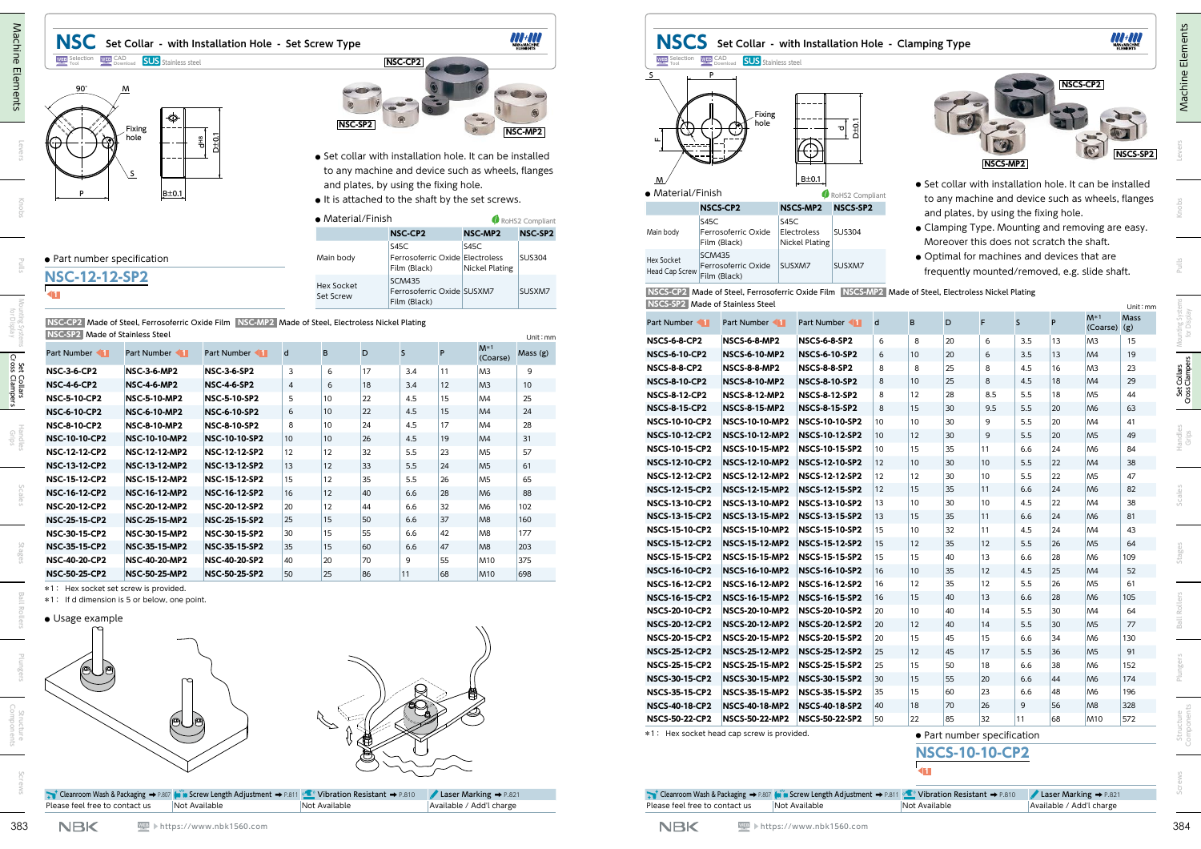# NSC Set Collar - with Installation Hole - Set Screw Type

Selection Tool | CAD Download | SUS Stainless steel

NSC-CP2 / NSC-SP2 / NSC-MP2

- Set collar with installation hole. It can be installed to any machine and device such as wheels, flanges and plates, by using the fixing hole.
- It is attached to the shaft by the set screws.

● Material/Finish (RoHS2 Compliant)

| | NSC-CP2 | NSC-MP2 | NSC-SP2 |
|---|---|---|---|
| Main body | S45C Ferrosoferric Oxide Film (Black) | S45C Electroless Nickel Plating | SUS304 |
| Hex Socket Set Screw | SCM435 Ferrosoferric Oxide Film (Black) | SUSXM7 | SUSXM7 |

● Part number specification

**NSC-12-12-SP2**

NSC-CP2 Made of Steel, Ferrosoferric Oxide Film　NSC-MP2 Made of Steel, Electroless Nickel Plating
NSC-SP2 Made of Stainless Steel

Unit : mm

| Part Number | Part Number | Part Number | d | B | D | S | P | M*1 (Coarse) | Mass (g) |
|---|---|---|---|---|---|---|---|---|---|
| NSC-3-6-CP2 | NSC-3-6-MP2 | NSC-3-6-SP2 | 3 | 6 | 17 | 3.4 | 11 | M3 | 9 |
| NSC-4-6-CP2 | NSC-4-6-MP2 | NSC-4-6-SP2 | 4 | 6 | 18 | 3.4 | 12 | M3 | 10 |
| NSC-5-10-CP2 | NSC-5-10-MP2 | NSC-5-10-SP2 | 5 | 10 | 22 | 4.5 | 15 | M4 | 25 |
| NSC-6-10-CP2 | NSC-6-10-MP2 | NSC-6-10-SP2 | 6 | 10 | 22 | 4.5 | 15 | M4 | 24 |
| NSC-8-10-CP2 | NSC-8-10-MP2 | NSC-8-10-SP2 | 8 | 10 | 24 | 4.5 | 17 | M4 | 28 |
| NSC-10-10-CP2 | NSC-10-10-MP2 | NSC-10-10-SP2 | 10 | 10 | 26 | 4.5 | 19 | M4 | 31 |
| NSC-12-12-CP2 | NSC-12-12-MP2 | NSC-12-12-SP2 | 12 | 12 | 32 | 5.5 | 23 | M5 | 57 |
| NSC-13-12-CP2 | NSC-13-12-MP2 | NSC-13-12-SP2 | 13 | 12 | 33 | 5.5 | 24 | M5 | 61 |
| NSC-15-12-CP2 | NSC-15-12-MP2 | NSC-15-12-SP2 | 15 | 12 | 35 | 5.5 | 26 | M5 | 65 |
| NSC-16-12-CP2 | NSC-16-12-MP2 | NSC-16-12-SP2 | 16 | 12 | 40 | 6.6 | 28 | M6 | 88 |
| NSC-20-12-CP2 | NSC-20-12-MP2 | NSC-20-12-SP2 | 20 | 12 | 44 | 6.6 | 32 | M6 | 102 |
| NSC-25-15-CP2 | NSC-25-15-MP2 | NSC-25-15-SP2 | 25 | 15 | 50 | 6.6 | 37 | M8 | 160 |
| NSC-30-15-CP2 | NSC-30-15-MP2 | NSC-30-15-SP2 | 30 | 15 | 55 | 6.6 | 42 | M8 | 177 |
| NSC-35-15-CP2 | NSC-35-15-MP2 | NSC-35-15-SP2 | 35 | 15 | 60 | 6.6 | 47 | M8 | 203 |
| NSC-40-20-CP2 | NSC-40-20-MP2 | NSC-40-20-SP2 | 40 | 20 | 70 | 9 | 55 | M10 | 375 |
| NSC-50-25-CP2 | NSC-50-25-MP2 | NSC-50-25-SP2 | 50 | 25 | 86 | 11 | 68 | M10 | 698 |

*1 : Hex socket set screw is provided.
*1 : If d dimension is 5 or below, one point.

● Usage example

| Cleanroom Wash & Packaging → P.807 | Screw Length Adjustment → P.811 | Vibration Resistant → P.810 | Laser Marking → P.821 |
|---|---|---|---|
| Please feel free to contact us | Not Available | Not Available | Available / Add'l charge |

# NSCS Set Collar - with Installation Hole - Clamping Type

Selection Tool | CAD Download | SUS Stainless steel

NSCS-CP2 / NSCS-MP2 / NSCS-SP2

- Set collar with installation hole. It can be installed to any machine and device such as wheels, flanges and plates, by using the fixing hole.
- Clamping Type. Mounting and removing are easy. Moreover this does not scratch the shaft.
- Optimal for machines and devices that are frequently mounted/removed, e.g. slide shaft.

● Material/Finish (RoHS2 Compliant)

| | NSCS-CP2 | NSCS-MP2 | NSCS-SP2 |
|---|---|---|---|
| Main body | S45C Ferrosoferric Oxide Film (Black) | S45C Electroless Nickel Plating | SUS304 |
| Hex Socket Head Cap Screw | SCM435 Ferrosoferric Oxide Film (Black) | SUSXM7 | SUSXM7 |

NSCS-CP2 Made of Steel, Ferrosoferric Oxide Film　NSCS-MP2 Made of Steel, Electroless Nickel Plating
NSCS-SP2 Made of Stainless Steel

Unit : mm

| Part Number | Part Number | Part Number | d | B | D | F | S | P | M*1 (Coarse) | Mass (g) |
|---|---|---|---|---|---|---|---|---|---|---|
| NSCS-6-8-CP2 | NSCS-6-8-MP2 | NSCS-6-8-SP2 | 6 | 8 | 20 | 6 | 3.5 | 13 | M3 | 15 |
| NSCS-6-10-CP2 | NSCS-6-10-MP2 | NSCS-6-10-SP2 | 6 | 10 | 20 | 6 | 3.5 | 13 | M4 | 19 |
| NSCS-8-8-CP2 | NSCS-8-8-MP2 | NSCS-8-8-SP2 | 8 | 8 | 25 | 8 | 4.5 | 16 | M3 | 23 |
| NSCS-8-10-CP2 | NSCS-8-10-MP2 | NSCS-8-10-SP2 | 8 | 10 | 25 | 8 | 4.5 | 18 | M4 | 29 |
| NSCS-8-12-CP2 | NSCS-8-12-MP2 | NSCS-8-12-SP2 | 8 | 12 | 28 | 8.5 | 5.5 | 18 | M5 | 44 |
| NSCS-8-15-CP2 | NSCS-8-15-MP2 | NSCS-8-15-SP2 | 8 | 15 | 30 | 9.5 | 5.5 | 20 | M6 | 63 |
| NSCS-10-10-CP2 | NSCS-10-10-MP2 | NSCS-10-10-SP2 | 10 | 10 | 30 | 9 | 5.5 | 20 | M4 | 41 |
| NSCS-10-12-CP2 | NSCS-10-12-MP2 | NSCS-10-12-SP2 | 10 | 12 | 30 | 9 | 5.5 | 20 | M5 | 49 |
| NSCS-10-15-CP2 | NSCS-10-15-MP2 | NSCS-10-15-SP2 | 10 | 15 | 35 | 11 | 6.6 | 24 | M6 | 84 |
| NSCS-12-10-CP2 | NSCS-12-10-MP2 | NSCS-12-10-SP2 | 12 | 10 | 30 | 10 | 5.5 | 22 | M4 | 38 |
| NSCS-12-12-CP2 | NSCS-12-12-MP2 | NSCS-12-12-SP2 | 12 | 12 | 30 | 10 | 5.5 | 22 | M5 | 47 |
| NSCS-12-15-CP2 | NSCS-12-15-MP2 | NSCS-12-15-SP2 | 12 | 15 | 35 | 11 | 6.6 | 24 | M6 | 82 |
| NSCS-13-10-CP2 | NSCS-13-10-MP2 | NSCS-13-10-SP2 | 13 | 10 | 30 | 10 | 4.5 | 22 | M4 | 38 |
| NSCS-13-15-CP2 | NSCS-13-15-MP2 | NSCS-13-15-SP2 | 13 | 15 | 35 | 11 | 6.6 | 24 | M6 | 81 |
| NSCS-15-10-CP2 | NSCS-15-10-MP2 | NSCS-15-10-SP2 | 15 | 10 | 32 | 11 | 4.5 | 24 | M4 | 43 |
| NSCS-15-12-CP2 | NSCS-15-12-MP2 | NSCS-15-12-SP2 | 15 | 12 | 35 | 12 | 5.5 | 26 | M5 | 64 |
| NSCS-15-15-CP2 | NSCS-15-15-MP2 | NSCS-15-15-SP2 | 15 | 15 | 40 | 13 | 6.6 | 28 | M6 | 109 |
| NSCS-16-10-CP2 | NSCS-16-10-MP2 | NSCS-16-10-SP2 | 16 | 10 | 35 | 12 | 4.5 | 25 | M4 | 52 |
| NSCS-16-12-CP2 | NSCS-16-12-MP2 | NSCS-16-12-SP2 | 16 | 12 | 35 | 12 | 5.5 | 26 | M5 | 61 |
| NSCS-16-15-CP2 | NSCS-16-15-MP2 | NSCS-16-15-SP2 | 16 | 15 | 40 | 13 | 6.6 | 28 | M6 | 105 |
| NSCS-20-10-CP2 | NSCS-20-10-MP2 | NSCS-20-10-SP2 | 20 | 10 | 40 | 14 | 5.5 | 30 | M4 | 64 |
| NSCS-20-12-CP2 | NSCS-20-12-MP2 | NSCS-20-12-SP2 | 20 | 12 | 40 | 14 | 5.5 | 30 | M5 | 77 |
| NSCS-20-15-CP2 | NSCS-20-15-MP2 | NSCS-20-15-SP2 | 20 | 15 | 45 | 15 | 6.6 | 34 | M6 | 130 |
| NSCS-25-12-CP2 | NSCS-25-12-MP2 | NSCS-25-12-SP2 | 25 | 12 | 45 | 17 | 5.5 | 36 | M5 | 91 |
| NSCS-25-15-CP2 | NSCS-25-15-MP2 | NSCS-25-15-SP2 | 25 | 15 | 50 | 18 | 6.6 | 38 | M6 | 152 |
| NSCS-30-15-CP2 | NSCS-30-15-MP2 | NSCS-30-15-SP2 | 30 | 15 | 55 | 20 | 6.6 | 44 | M6 | 174 |
| NSCS-35-15-CP2 | NSCS-35-15-MP2 | NSCS-35-15-SP2 | 35 | 15 | 60 | 23 | 6.6 | 48 | M6 | 196 |
| NSCS-40-18-CP2 | NSCS-40-18-MP2 | NSCS-40-18-SP2 | 40 | 18 | 70 | 26 | 9 | 56 | M8 | 328 |
| NSCS-50-22-CP2 | NSCS-50-22-MP2 | NSCS-50-22-SP2 | 50 | 22 | 85 | 32 | 11 | 68 | M10 | 572 |

*1 : Hex socket head cap screw is provided.

● Part number specification

**NSCS-10-10-CP2**

| Cleanroom Wash & Packaging → P.807 | Screw Length Adjustment → P.811 | Vibration Resistant → P.810 | Laser Marking → P.821 |
|---|---|---|---|
| Please feel free to contact us | Not Available | Not Available | Available / Add'l charge |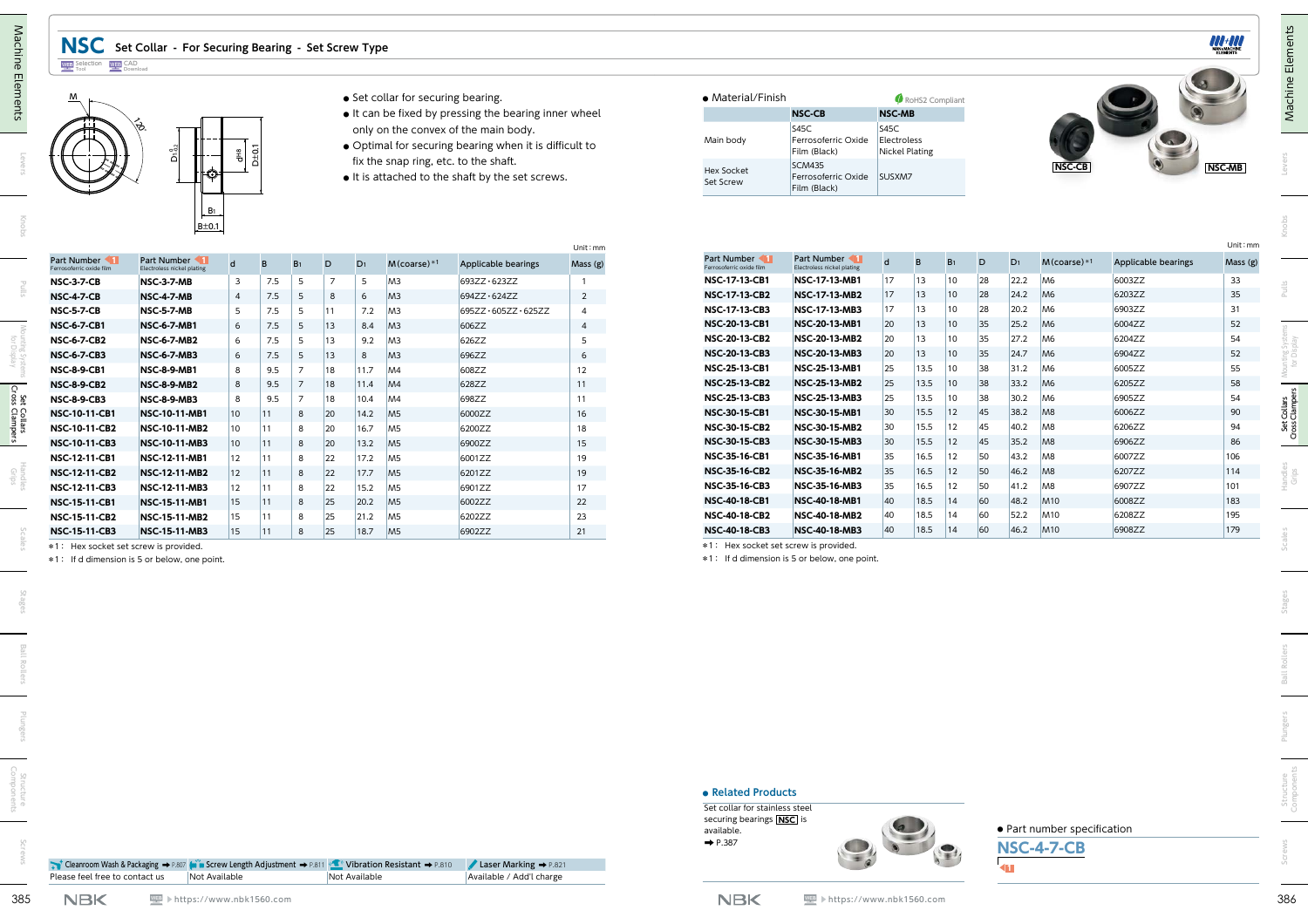# NSC Set Collar - For Securing Bearing - Set Screw Type

- Set collar for securing bearing.
- It can be fixed by pressing the bearing inner wheel only on the convex of the main body.
- Optimal for securing bearing when it is difficult to fix the snap ring, etc. to the shaft.
- It is attached to the shaft by the set screws.

● Material/Finish — RoHS2 Compliant

| | NSC-CB | NSC-MB |
|---|---|---|
| Main body | S45C Ferrosoferric Oxide Film (Black) | S45C Electroless Nickel Plating |
| Hex Socket Set Screw | SCM435 Ferrosoferric Oxide Film (Black) | SUSXM7 |

Unit: mm

| Part Number (Ferrosoferric oxide film) | Part Number (Electroless nickel plating) | d | B | $B_1$ | D | $D_1$ | M(coarse)*1 | Applicable bearings | Mass (g) |
|---|---|---|---|---|---|---|---|---|---|
| NSC-3-7-CB | NSC-3-7-MB | 3 | 7.5 | 5 | 7 | 5 | M3 | 693ZZ・623ZZ | 1 |
| NSC-4-7-CB | NSC-4-7-MB | 4 | 7.5 | 5 | 8 | 6 | M3 | 694ZZ・624ZZ | 2 |
| NSC-5-7-CB | NSC-5-7-MB | 5 | 7.5 | 5 | 11 | 7.2 | M3 | 695ZZ・605ZZ・625ZZ | 4 |
| NSC-6-7-CB1 | NSC-6-7-MB1 | 6 | 7.5 | 5 | 13 | 8.4 | M3 | 606ZZ | 4 |
| NSC-6-7-CB2 | NSC-6-7-MB2 | 6 | 7.5 | 5 | 13 | 9.2 | M3 | 626ZZ | 5 |
| NSC-6-7-CB3 | NSC-6-7-MB3 | 6 | 7.5 | 5 | 13 | 8 | M3 | 696ZZ | 6 |
| NSC-8-9-CB1 | NSC-8-9-MB1 | 8 | 9.5 | 7 | 18 | 11.7 | M4 | 608ZZ | 12 |
| NSC-8-9-CB2 | NSC-8-9-MB2 | 8 | 9.5 | 7 | 18 | 11.4 | M4 | 628ZZ | 11 |
| NSC-8-9-CB3 | NSC-8-9-MB3 | 8 | 9.5 | 7 | 18 | 10.4 | M4 | 698ZZ | 11 |
| NSC-10-11-CB1 | NSC-10-11-MB1 | 10 | 11 | 8 | 20 | 14.2 | M5 | 6000ZZ | 16 |
| NSC-10-11-CB2 | NSC-10-11-MB2 | 10 | 11 | 8 | 20 | 16.7 | M5 | 6200ZZ | 18 |
| NSC-10-11-CB3 | NSC-10-11-MB3 | 10 | 11 | 8 | 20 | 13.2 | M5 | 6900ZZ | 15 |
| NSC-12-11-CB1 | NSC-12-11-MB1 | 12 | 11 | 8 | 22 | 17.2 | M5 | 6001ZZ | 19 |
| NSC-12-11-CB2 | NSC-12-11-MB2 | 12 | 11 | 8 | 22 | 17.7 | M5 | 6201ZZ | 19 |
| NSC-12-11-CB3 | NSC-12-11-MB3 | 12 | 11 | 8 | 22 | 15.2 | M5 | 6901ZZ | 17 |
| NSC-15-11-CB1 | NSC-15-11-MB1 | 15 | 11 | 8 | 25 | 20.2 | M5 | 6002ZZ | 22 |
| NSC-15-11-CB2 | NSC-15-11-MB2 | 15 | 11 | 8 | 25 | 21.2 | M5 | 6202ZZ | 23 |
| NSC-15-11-CB3 | NSC-15-11-MB3 | 15 | 11 | 8 | 25 | 18.7 | M5 | 6902ZZ | 21 |
| NSC-17-13-CB1 | NSC-17-13-MB1 | 17 | 13 | 10 | 28 | 22.2 | M6 | 6003ZZ | 33 |
| NSC-17-13-CB2 | NSC-17-13-MB2 | 17 | 13 | 10 | 28 | 24.2 | M6 | 6203ZZ | 35 |
| NSC-17-13-CB3 | NSC-17-13-MB3 | 17 | 13 | 10 | 28 | 20.2 | M6 | 6903ZZ | 31 |
| NSC-20-13-CB1 | NSC-20-13-MB1 | 20 | 13 | 10 | 35 | 25.2 | M6 | 6004ZZ | 52 |
| NSC-20-13-CB2 | NSC-20-13-MB2 | 20 | 13 | 10 | 35 | 27.2 | M6 | 6204ZZ | 54 |
| NSC-20-13-CB3 | NSC-20-13-MB3 | 20 | 13 | 10 | 35 | 24.7 | M6 | 6904ZZ | 52 |
| NSC-25-13-CB1 | NSC-25-13-MB1 | 25 | 13.5 | 10 | 38 | 31.2 | M6 | 6005ZZ | 55 |
| NSC-25-13-CB2 | NSC-25-13-MB2 | 25 | 13.5 | 10 | 38 | 33.2 | M6 | 6205ZZ | 58 |
| NSC-25-13-CB3 | NSC-25-13-MB3 | 25 | 13.5 | 10 | 38 | 30.2 | M6 | 6905ZZ | 54 |
| NSC-30-15-CB1 | NSC-30-15-MB1 | 30 | 15.5 | 12 | 45 | 38.2 | M8 | 6006ZZ | 90 |
| NSC-30-15-CB2 | NSC-30-15-MB2 | 30 | 15.5 | 12 | 45 | 40.2 | M8 | 6206ZZ | 94 |
| NSC-30-15-CB3 | NSC-30-15-MB3 | 30 | 15.5 | 12 | 45 | 35.2 | M8 | 6906ZZ | 86 |
| NSC-35-16-CB1 | NSC-35-16-MB1 | 35 | 16.5 | 12 | 50 | 43.2 | M8 | 6007ZZ | 106 |
| NSC-35-16-CB2 | NSC-35-16-MB2 | 35 | 16.5 | 12 | 50 | 46.2 | M8 | 6207ZZ | 114 |
| NSC-35-16-CB3 | NSC-35-16-MB3 | 35 | 16.5 | 12 | 50 | 41.2 | M8 | 6907ZZ | 101 |
| NSC-40-18-CB1 | NSC-40-18-MB1 | 40 | 18.5 | 14 | 60 | 48.2 | M10 | 6008ZZ | 183 |
| NSC-40-18-CB2 | NSC-40-18-MB2 | 40 | 18.5 | 14 | 60 | 52.2 | M10 | 6208ZZ | 195 |
| NSC-40-18-CB3 | NSC-40-18-MB3 | 40 | 18.5 | 14 | 60 | 46.2 | M10 | 6908ZZ | 179 |

*1: Hex socket set screw is provided.
*1: If d dimension is 5 or below, one point.

| Cleanroom Wash & Packaging ➡ P.807 | Screw Length Adjustment ➡ P.811 | Vibration Resistant ➡ P.810 | Laser Marking ➡ P.821 |
|---|---|---|---|
| Please feel free to contact us | Not Available | Not Available | Available / Add'l charge |

● Related Products

Set collar for stainless steel securing bearings NSC is available.
➡ P.387

● Part number specification

NSC-4-7-CB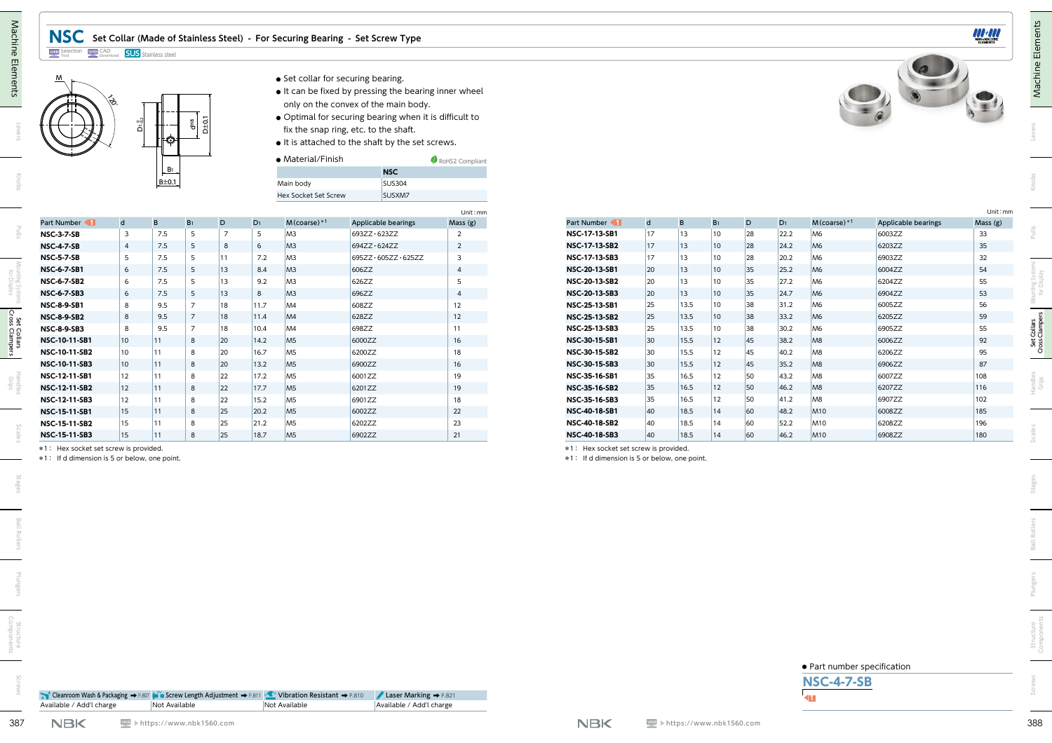# NSC Set Collar (Made of Stainless Steel) - For Securing Bearing - Set Screw Type

Selection Tool | CAD Download | SUS Stainless steel

- Set collar for securing bearing.
- It can be fixed by pressing the bearing inner wheel only on the convex of the main body.
- Optimal for securing bearing when it is difficult to fix the snap ring, etc. to the shaft.
- It is attached to the shaft by the set screws.

- Material/Finish

RoHS2 Compliant

| | NSC |
|---|---|
| Main body | SUS304 |
| Hex Socket Set Screw | SUSXM7 |

Unit: mm

| Part Number | d | B | $B_1$ | D | $D_1$ | M(coarse)*1 | Applicable bearings | Mass (g) |
|---|---|---|---|---|---|---|---|---|
| NSC-3-7-SB | 3 | 7.5 | 5 | 7 | 5 | M3 | 693ZZ・623ZZ | 2 |
| NSC-4-7-SB | 4 | 7.5 | 5 | 8 | 6 | M3 | 694ZZ・624ZZ | 2 |
| NSC-5-7-SB | 5 | 7.5 | 5 | 11 | 7.2 | M3 | 695ZZ・605ZZ・625ZZ | 3 |
| NSC-6-7-SB1 | 6 | 7.5 | 5 | 13 | 8.4 | M3 | 606ZZ | 4 |
| NSC-6-7-SB2 | 6 | 7.5 | 5 | 13 | 9.2 | M3 | 626ZZ | 5 |
| NSC-6-7-SB3 | 6 | 7.5 | 5 | 13 | 8 | M3 | 696ZZ | 4 |
| NSC-8-9-SB1 | 8 | 9.5 | 7 | 18 | 11.7 | M4 | 608ZZ | 12 |
| NSC-8-9-SB2 | 8 | 9.5 | 7 | 18 | 11.4 | M4 | 628ZZ | 12 |
| NSC-8-9-SB3 | 8 | 9.5 | 7 | 18 | 10.4 | M4 | 698ZZ | 11 |
| NSC-10-11-SB1 | 10 | 11 | 8 | 20 | 14.2 | M5 | 6000ZZ | 16 |
| NSC-10-11-SB2 | 10 | 11 | 8 | 20 | 16.7 | M5 | 6200ZZ | 18 |
| NSC-10-11-SB3 | 10 | 11 | 8 | 20 | 13.2 | M5 | 6900ZZ | 16 |
| NSC-12-11-SB1 | 12 | 11 | 8 | 22 | 17.2 | M5 | 6001ZZ | 19 |
| NSC-12-11-SB2 | 12 | 11 | 8 | 22 | 17.7 | M5 | 6201ZZ | 19 |
| NSC-12-11-SB3 | 12 | 11 | 8 | 22 | 15.2 | M5 | 6901ZZ | 18 |
| NSC-15-11-SB1 | 15 | 11 | 8 | 25 | 20.2 | M5 | 6002ZZ | 22 |
| NSC-15-11-SB2 | 15 | 11 | 8 | 25 | 21.2 | M5 | 6202ZZ | 23 |
| NSC-15-11-SB3 | 15 | 11 | 8 | 25 | 18.7 | M5 | 6902ZZ | 21 |
| NSC-17-13-SB1 | 17 | 13 | 10 | 28 | 22.2 | M6 | 6003ZZ | 33 |
| NSC-17-13-SB2 | 17 | 13 | 10 | 28 | 24.2 | M6 | 6203ZZ | 35 |
| NSC-17-13-SB3 | 17 | 13 | 10 | 28 | 20.2 | M6 | 6903ZZ | 32 |
| NSC-20-13-SB1 | 20 | 13 | 10 | 35 | 25.2 | M6 | 6004ZZ | 54 |
| NSC-20-13-SB2 | 20 | 13 | 10 | 35 | 27.2 | M6 | 6204ZZ | 55 |
| NSC-20-13-SB3 | 20 | 13 | 10 | 35 | 24.7 | M6 | 6904ZZ | 53 |
| NSC-25-13-SB1 | 25 | 13.5 | 10 | 38 | 31.2 | M6 | 6005ZZ | 56 |
| NSC-25-13-SB2 | 25 | 13.5 | 10 | 38 | 33.2 | M6 | 6205ZZ | 59 |
| NSC-25-13-SB3 | 25 | 13.5 | 10 | 38 | 30.2 | M6 | 6905ZZ | 55 |
| NSC-30-15-SB1 | 30 | 15.5 | 12 | 45 | 38.2 | M8 | 6006ZZ | 92 |
| NSC-30-15-SB2 | 30 | 15.5 | 12 | 45 | 40.2 | M8 | 6206ZZ | 95 |
| NSC-30-15-SB3 | 30 | 15.5 | 12 | 45 | 35.2 | M8 | 6906ZZ | 87 |
| NSC-35-16-SB1 | 35 | 16.5 | 12 | 50 | 43.2 | M8 | 6007ZZ | 108 |
| NSC-35-16-SB2 | 35 | 16.5 | 12 | 50 | 46.2 | M8 | 6207ZZ | 116 |
| NSC-35-16-SB3 | 35 | 16.5 | 12 | 50 | 41.2 | M8 | 6907ZZ | 102 |
| NSC-40-18-SB1 | 40 | 18.5 | 14 | 60 | 48.2 | M10 | 6008ZZ | 185 |
| NSC-40-18-SB2 | 40 | 18.5 | 14 | 60 | 52.2 | M10 | 6208ZZ | 196 |
| NSC-40-18-SB3 | 40 | 18.5 | 14 | 60 | 46.2 | M10 | 6908ZZ | 180 |

*1: Hex socket set screw is provided.
*1: If d dimension is 5 or below, one point.

| Cleanroom Wash & Packaging ➡ P.807 | Screw Length Adjustment ➡ P.811 | Vibration Resistant ➡ P.810 | Laser Marking ➡ P.821 |
|---|---|---|---|
| Available / Add'l charge | Not Available | Not Available | Available / Add'l charge |

- Part number specification

**NSC-4-7-SB**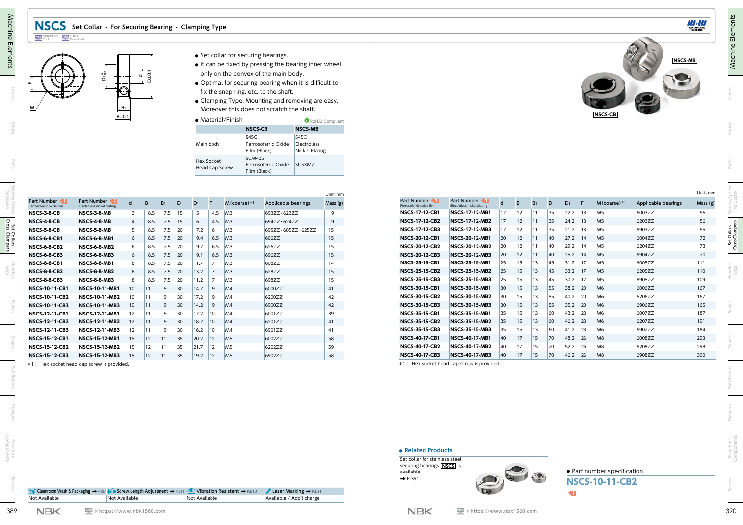# NSCS Set Collar - For Securing Bearing - Clamping Type

- Set collar for securing bearings.
- It can be fixed by pressing the bearing inner wheel only on the convex of the main body.
- Optimal for securing bearing when it is difficult to fix the snap ring, etc. to the shaft.
- Clamping Type. Mounting and removing are easy. Moreover this does not scratch the shaft.
- Material/Finish

RoHS2 Compliant

| | NSCS-CB | NSCS-MB |
|---|---|---|
| Main body | S45C Ferrosoferric Oxide Film (Black) | S45C Electroless Nickel Plating |
| Hex Socket Head Cap Screw | SCM435 Ferrosoferric Oxide Film (Black) | SUSXM7 |

NSCS-MB

NSCS-CB

Unit : mm

| Part Number (Ferrosoferric oxide film) | Part Number (Electroless nickel plating) | d | B | $B_1$ | D | $D_1$ | F | M (coarse) *1 | Applicable bearings | Mass (g) |
|---|---|---|---|---|---|---|---|---|---|---|
| NSCS-3-8-CB | NSCS-3-8-MB | 3 | 8.5 | 7.5 | 15 | 5 | 4.5 | M3 | 693ZZ・623ZZ | 9 |
| NSCS-4-8-CB | NSCS-4-8-MB | 4 | 8.5 | 7.5 | 15 | 6 | 4.5 | M3 | 694ZZ・624ZZ | 9 |
| NSCS-5-8-CB | NSCS-5-8-MB | 5 | 8.5 | 7.5 | 20 | 7.2 | 6 | M3 | 695ZZ・605ZZ・625ZZ | 15 |
| NSCS-6-8-CB1 | NSCS-6-8-MB1 | 6 | 8.5 | 7.5 | 20 | 9.4 | 6.5 | M3 | 606ZZ | 15 |
| NSCS-6-8-CB2 | NSCS-6-8-MB2 | 6 | 8.5 | 7.5 | 20 | 9.7 | 6.5 | M3 | 626ZZ | 15 |
| NSCS-6-8-CB3 | NSCS-6-8-MB3 | 6 | 8.5 | 7.5 | 20 | 9.1 | 6.5 | M3 | 696ZZ | 15 |
| NSCS-8-8-CB1 | NSCS-8-8-MB1 | 8 | 8.5 | 7.5 | 20 | 11.7 | 7 | M3 | 608ZZ | 14 |
| NSCS-8-8-CB2 | NSCS-8-8-MB2 | 8 | 8.5 | 7.5 | 20 | 13.2 | 7 | M3 | 628ZZ | 15 |
| NSCS-8-8-CB3 | NSCS-8-8-MB3 | 8 | 8.5 | 7.5 | 20 | 11.2 | 7 | M3 | 698ZZ | 15 |
| NSCS-10-11-CB1 | NSCS-10-11-MB1 | 10 | 11 | 9 | 30 | 14.7 | 9 | M4 | 6000ZZ | 41 |
| NSCS-10-11-CB2 | NSCS-10-11-MB2 | 10 | 11 | 9 | 30 | 17.2 | 9 | M4 | 6200ZZ | 42 |
| NSCS-10-11-CB3 | NSCS-10-11-MB3 | 10 | 11 | 9 | 30 | 14.2 | 9 | M4 | 6900ZZ | 42 |
| NSCS-12-11-CB1 | NSCS-12-11-MB1 | 12 | 11 | 9 | 30 | 17.2 | 10 | M4 | 6001ZZ | 39 |
| NSCS-12-11-CB2 | NSCS-12-11-MB2 | 12 | 11 | 9 | 30 | 18.7 | 10 | M4 | 6201ZZ | 41 |
| NSCS-12-11-CB3 | NSCS-12-11-MB3 | 12 | 11 | 9 | 30 | 16.2 | 10 | M4 | 6901ZZ | 41 |
| NSCS-15-12-CB1 | NSCS-15-12-MB1 | 15 | 12 | 11 | 35 | 20.2 | 12 | M5 | 6002ZZ | 58 |
| NSCS-15-12-CB2 | NSCS-15-12-MB2 | 15 | 12 | 11 | 35 | 21.7 | 12 | M5 | 6202ZZ | 59 |
| NSCS-15-12-CB3 | NSCS-15-12-MB3 | 15 | 12 | 11 | 35 | 19.2 | 12 | M5 | 6902ZZ | 58 |
| NSCS-17-12-CB1 | NSCS-17-12-MB1 | 17 | 12 | 11 | 35 | 22.2 | 13 | M5 | 6003ZZ | 56 |
| NSCS-17-12-CB2 | NSCS-17-12-MB2 | 17 | 12 | 11 | 35 | 24.2 | 13 | M5 | 6203ZZ | 56 |
| NSCS-17-12-CB3 | NSCS-17-12-MB3 | 17 | 12 | 11 | 35 | 21.2 | 13 | M5 | 6903ZZ | 55 |
| NSCS-20-12-CB1 | NSCS-20-12-MB1 | 20 | 12 | 11 | 40 | 27.2 | 14 | M5 | 6004ZZ | 72 |
| NSCS-20-12-CB2 | NSCS-20-12-MB2 | 20 | 12 | 11 | 40 | 29.2 | 14 | M5 | 6204ZZ | 73 |
| NSCS-20-12-CB3 | NSCS-20-12-MB3 | 20 | 12 | 11 | 40 | 25.2 | 14 | M5 | 6904ZZ | 70 |
| NSCS-25-15-CB1 | NSCS-25-15-MB1 | 25 | 15 | 13 | 45 | 31.7 | 17 | M5 | 6005ZZ | 111 |
| NSCS-25-15-CB2 | NSCS-25-15-MB2 | 25 | 15 | 13 | 45 | 33.2 | 17 | M5 | 6205ZZ | 110 |
| NSCS-25-15-CB3 | NSCS-25-15-MB3 | 25 | 15 | 13 | 45 | 30.2 | 17 | M5 | 6905ZZ | 109 |
| NSCS-30-15-CB1 | NSCS-30-15-MB1 | 30 | 15 | 13 | 55 | 38.2 | 20 | M6 | 6006ZZ | 167 |
| NSCS-30-15-CB2 | NSCS-30-15-MB2 | 30 | 15 | 13 | 55 | 40.2 | 20 | M6 | 6206ZZ | 167 |
| NSCS-30-15-CB3 | NSCS-30-15-MB3 | 30 | 15 | 13 | 55 | 35.2 | 20 | M6 | 6906ZZ | 165 |
| NSCS-35-15-CB1 | NSCS-35-15-MB1 | 35 | 15 | 13 | 60 | 43.2 | 23 | M6 | 6007ZZ | 187 |
| NSCS-35-15-CB2 | NSCS-35-15-MB2 | 35 | 15 | 13 | 60 | 46.2 | 23 | M6 | 6207ZZ | 191 |
| NSCS-35-15-CB3 | NSCS-35-15-MB3 | 35 | 15 | 13 | 60 | 41.2 | 23 | M6 | 6907ZZ | 184 |
| NSCS-40-17-CB1 | NSCS-40-17-MB1 | 40 | 17 | 15 | 70 | 48.2 | 26 | M8 | 6008ZZ | 293 |
| NSCS-40-17-CB2 | NSCS-40-17-MB2 | 40 | 17 | 15 | 70 | 52.2 | 26 | M8 | 6208ZZ | 298 |
| NSCS-40-17-CB3 | NSCS-40-17-MB3 | 40 | 17 | 15 | 70 | 46.2 | 26 | M8 | 6908ZZ | 300 |

*1 : Hex socket head cap screw is provided.

| Cleanroom Wash & Packaging ➡ P.807 | Screw Length Adjustment ➡ P.811 | Vibration Resistant ➡ P.810 | Laser Marking ➡ P.821 |
|---|---|---|---|
| Not Available | Not Available | Not Available | Available / Add'l charge |

## Related Products

Set collar for stainless steel securing bearings NSCS is available.
➡ P.391

## Part number specification

**NSCS-10-11-CB2**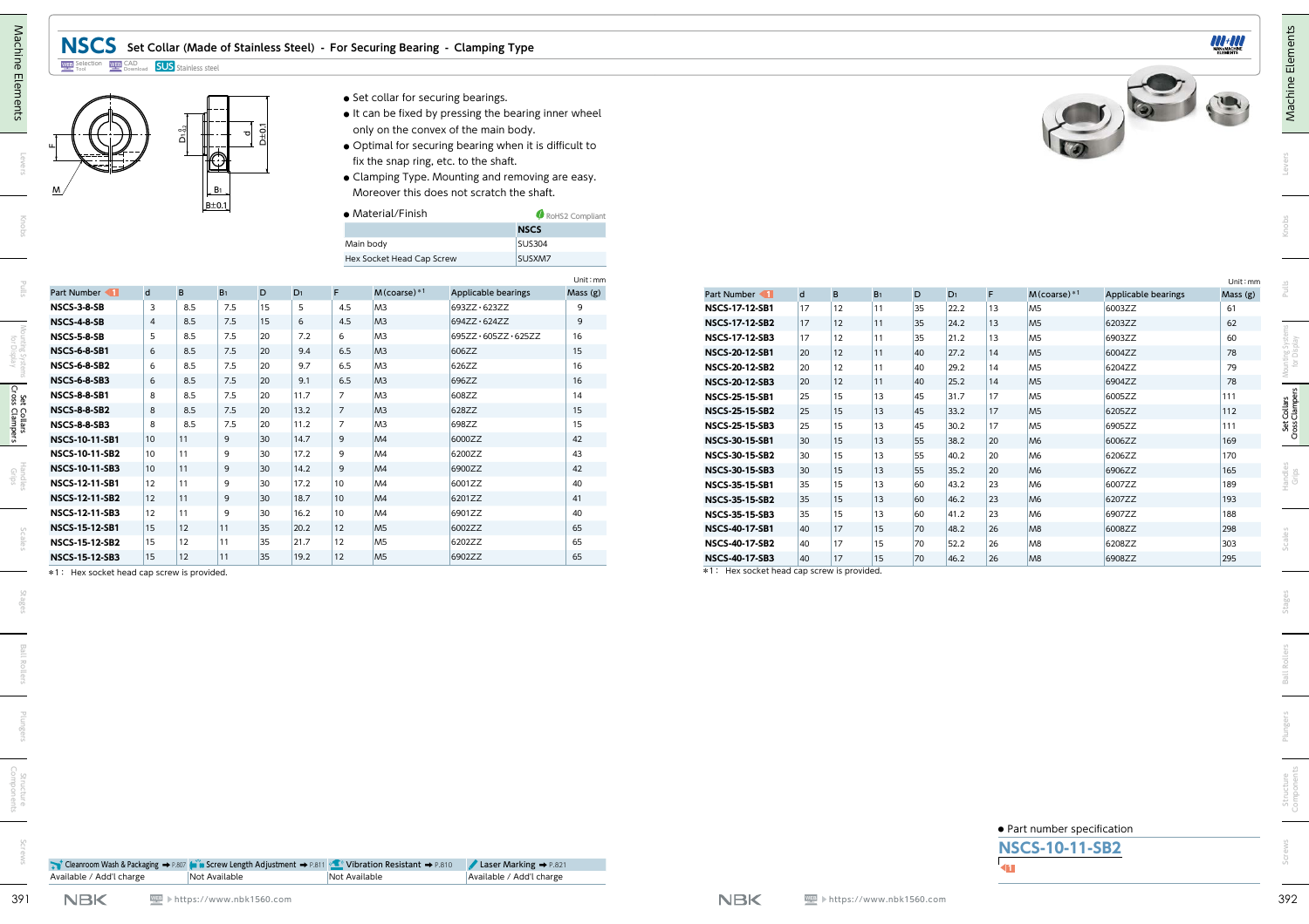# NSCS Set Collar (Made of Stainless Steel) - For Securing Bearing - Clamping Type

Selection Tool | CAD Download | SUS Stainless steel

- Set collar for securing bearings.
- It can be fixed by pressing the bearing inner wheel only on the convex of the main body.
- Optimal for securing bearing when it is difficult to fix the snap ring, etc. to the shaft.
- Clamping Type. Mounting and removing are easy. Moreover this does not scratch the shaft.

- Material/Finish

RoHS2 Compliant

| | NSCS |
|---|---|
| Main body | SUS304 |
| Hex Socket Head Cap Screw | SUSXM7 |

Unit: mm

| Part Number | d | B | $B_1$ | D | $D_1$ | F | M(coarse)*1 | Applicable bearings | Mass (g) |
|---|---|---|---|---|---|---|---|---|---|
| NSCS-3-8-SB | 3 | 8.5 | 7.5 | 15 | 5 | 4.5 | M3 | 693ZZ・623ZZ | 9 |
| NSCS-4-8-SB | 4 | 8.5 | 7.5 | 15 | 6 | 4.5 | M3 | 694ZZ・624ZZ | 9 |
| NSCS-5-8-SB | 5 | 8.5 | 7.5 | 20 | 7.2 | 6 | M3 | 695ZZ・605ZZ・625ZZ | 16 |
| NSCS-6-8-SB1 | 6 | 8.5 | 7.5 | 20 | 9.4 | 6.5 | M3 | 606ZZ | 15 |
| NSCS-6-8-SB2 | 6 | 8.5 | 7.5 | 20 | 9.7 | 6.5 | M3 | 626ZZ | 16 |
| NSCS-6-8-SB3 | 6 | 8.5 | 7.5 | 20 | 9.1 | 6.5 | M3 | 696ZZ | 16 |
| NSCS-8-8-SB1 | 8 | 8.5 | 7.5 | 20 | 11.7 | 7 | M3 | 608ZZ | 14 |
| NSCS-8-8-SB2 | 8 | 8.5 | 7.5 | 20 | 13.2 | 7 | M3 | 628ZZ | 15 |
| NSCS-8-8-SB3 | 8 | 8.5 | 7.5 | 20 | 11.2 | 7 | M3 | 698ZZ | 15 |
| NSCS-10-11-SB1 | 10 | 11 | 9 | 30 | 14.7 | 9 | M4 | 6000ZZ | 42 |
| NSCS-10-11-SB2 | 10 | 11 | 9 | 30 | 17.2 | 9 | M4 | 6200ZZ | 43 |
| NSCS-10-11-SB3 | 10 | 11 | 9 | 30 | 14.2 | 9 | M4 | 6900ZZ | 42 |
| NSCS-12-11-SB1 | 12 | 11 | 9 | 30 | 17.2 | 10 | M4 | 6001ZZ | 40 |
| NSCS-12-11-SB2 | 12 | 11 | 9 | 30 | 18.7 | 10 | M4 | 6201ZZ | 41 |
| NSCS-12-11-SB3 | 12 | 11 | 9 | 30 | 16.2 | 10 | M4 | 6901ZZ | 40 |
| NSCS-15-12-SB1 | 15 | 12 | 11 | 35 | 20.2 | 12 | M5 | 6002ZZ | 65 |
| NSCS-15-12-SB2 | 15 | 12 | 11 | 35 | 21.7 | 12 | M5 | 6202ZZ | 65 |
| NSCS-15-12-SB3 | 15 | 12 | 11 | 35 | 19.2 | 12 | M5 | 6902ZZ | 65 |

*1: Hex socket head cap screw is provided.

Unit: mm

| Part Number | d | B | $B_1$ | D | $D_1$ | F | M(coarse)*1 | Applicable bearings | Mass (g) |
|---|---|---|---|---|---|---|---|---|---|
| NSCS-17-12-SB1 | 17 | 12 | 11 | 35 | 22.2 | 13 | M5 | 6003ZZ | 61 |
| NSCS-17-12-SB2 | 17 | 12 | 11 | 35 | 24.2 | 13 | M5 | 6203ZZ | 62 |
| NSCS-17-12-SB3 | 17 | 12 | 11 | 35 | 21.2 | 13 | M5 | 6903ZZ | 60 |
| NSCS-20-12-SB1 | 20 | 12 | 11 | 40 | 27.2 | 14 | M5 | 6004ZZ | 78 |
| NSCS-20-12-SB2 | 20 | 12 | 11 | 40 | 29.2 | 14 | M5 | 6204ZZ | 79 |
| NSCS-20-12-SB3 | 20 | 12 | 11 | 40 | 25.2 | 14 | M5 | 6904ZZ | 78 |
| NSCS-25-15-SB1 | 25 | 15 | 13 | 45 | 31.7 | 17 | M5 | 6005ZZ | 111 |
| NSCS-25-15-SB2 | 25 | 15 | 13 | 45 | 33.2 | 17 | M5 | 6205ZZ | 112 |
| NSCS-25-15-SB3 | 25 | 15 | 13 | 45 | 30.2 | 17 | M5 | 6905ZZ | 111 |
| NSCS-30-15-SB1 | 30 | 15 | 13 | 55 | 38.2 | 20 | M6 | 6006ZZ | 169 |
| NSCS-30-15-SB2 | 30 | 15 | 13 | 55 | 40.2 | 20 | M6 | 6206ZZ | 170 |
| NSCS-30-15-SB3 | 30 | 15 | 13 | 55 | 35.2 | 20 | M6 | 6906ZZ | 165 |
| NSCS-35-15-SB1 | 35 | 15 | 13 | 60 | 43.2 | 23 | M6 | 6007ZZ | 189 |
| NSCS-35-15-SB2 | 35 | 15 | 13 | 60 | 46.2 | 23 | M6 | 6207ZZ | 193 |
| NSCS-35-15-SB3 | 35 | 15 | 13 | 60 | 41.2 | 23 | M6 | 6907ZZ | 188 |
| NSCS-40-17-SB1 | 40 | 17 | 15 | 70 | 48.2 | 26 | M8 | 6008ZZ | 298 |
| NSCS-40-17-SB2 | 40 | 17 | 15 | 70 | 52.2 | 26 | M8 | 6208ZZ | 303 |
| NSCS-40-17-SB3 | 40 | 17 | 15 | 70 | 46.2 | 26 | M8 | 6908ZZ | 295 |

*1: Hex socket head cap screw is provided.

| Cleanroom Wash & Packaging ➡ P.807 | Screw Length Adjustment ➡ P.811 | Vibration Resistant ➡ P.810 | Laser Marking ➡ P.821 |
|---|---|---|---|
| Available / Add'l charge | Not Available | Not Available | Available / Add'l charge |

- Part number specification

**NSCS-10-11-SB2**